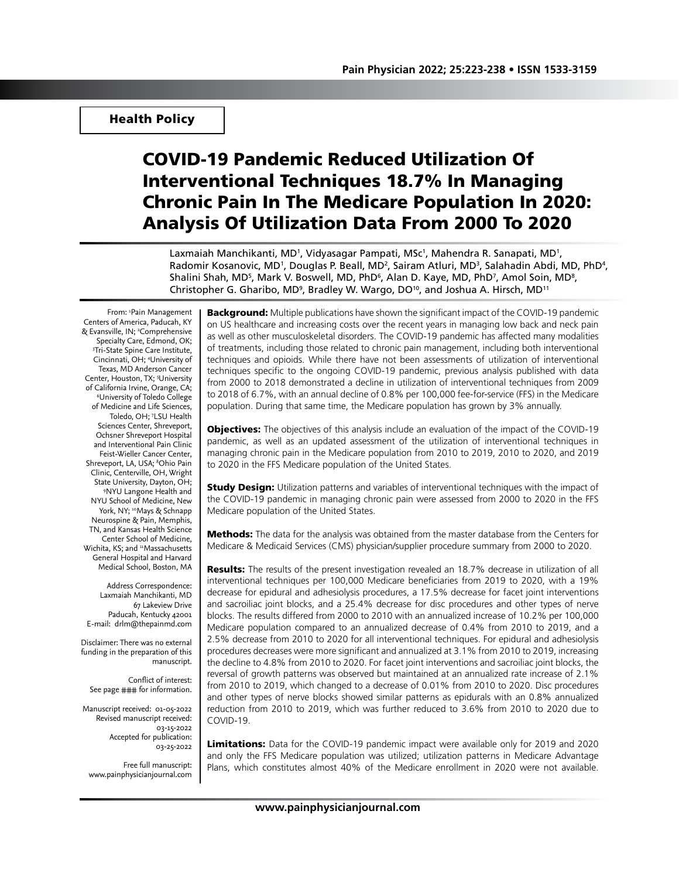Health Policy

# COVID-19 Pandemic Reduced Utilization Of Interventional Techniques 18.7% In Managing Chronic Pain In The Medicare Population In 2020: Analysis Of Utilization Data From 2000 To 2020

Laxmaiah Manchikanti, MD[1], Vidyasagar Pampati, MSc[1], Mahendra R. Sanapati, MD[1], Radomir Kosanovic, MD[1], Douglas P. Beall, MD[2], Sairam Atluri, MD[3], Salahadin Abdi, MD, PhD[4], Shalini Shah, MD[5], Mark V. Boswell, MD, PhD[6], Alan D. Kaye, MD, PhD[7], Amol Soin, MD[8], Christopher G. Gharibo, MD[9], Bradley W. Wargo, DO[10], and Joshua A. Hirsch, MD[11]

From: [1]Pain Management Centers of America, Paducah, KY & Evansville, IN; [2]Comprehensive Specialty Care, Edmond, OK; [3]Tri-State Spine Care Institute, Cincinnati, OH; [4]University of Texas, MD Anderson Cancer Center, Houston, TX; [5]University of California Irvine, Orange, CA; [6]University of Toledo College of Medicine and Life Sciences, Toledo, OH; [7]LSU Health Sciences Center, Shreveport, Ochsner Shreveport Hospital and Interventional Pain Clinic Feist-Wieller Cancer Center, Shreveport, LA, USA; [8]Ohio Pain Clinic, Centerville, OH, Wright State University, Dayton, OH; [9]NYU Langone Health and NYU School of Medicine, New York, NY; [10]Mays & Schnapp Neurospine & Pain, Memphis, TN, and Kansas Health Science Center School of Medicine, Wichita, KS; and [11]Massachusetts General Hospital and Harvard Medical School, Boston, MA

Address Correspondence:
Laxmaiah Manchikanti, MD
67 Lakeview Drive
Paducah, Kentucky 42001
E-mail: drlm@thepainmd.com

Disclaimer: There was no external funding in the preparation of this manuscript.

Conflict of interest: See page ### for information.

Manuscript received: 01-05-2022
Revised manuscript received: 03-15-2022
Accepted for publication: 03-25-2022

Free full manuscript: www.painphysicianjournal.com

**Background:** Multiple publications have shown the significant impact of the COVID-19 pandemic on US healthcare and increasing costs over the recent years in managing low back and neck pain as well as other musculoskeletal disorders. The COVID-19 pandemic has affected many modalities of treatments, including those related to chronic pain management, including both interventional techniques and opioids. While there have not been assessments of utilization of interventional techniques specific to the ongoing COVID-19 pandemic, previous analysis published with data from 2000 to 2018 demonstrated a decline in utilization of interventional techniques from 2009 to 2018 of 6.7%, with an annual decline of 0.8% per 100,000 fee-for-service (FFS) in the Medicare population. During that same time, the Medicare population has grown by 3% annually.

**Objectives:** The objectives of this analysis include an evaluation of the impact of the COVID-19 pandemic, as well as an updated assessment of the utilization of interventional techniques in managing chronic pain in the Medicare population from 2010 to 2019, 2010 to 2020, and 2019 to 2020 in the FFS Medicare population of the United States.

**Study Design:** Utilization patterns and variables of interventional techniques with the impact of the COVID-19 pandemic in managing chronic pain were assessed from 2000 to 2020 in the FFS Medicare population of the United States.

**Methods:** The data for the analysis was obtained from the master database from the Centers for Medicare & Medicaid Services (CMS) physician/supplier procedure summary from 2000 to 2020.

**Results:** The results of the present investigation revealed an 18.7% decrease in utilization of all interventional techniques per 100,000 Medicare beneficiaries from 2019 to 2020, with a 19% decrease for epidural and adhesiolysis procedures, a 17.5% decrease for facet joint interventions and sacroiliac joint blocks, and a 25.4% decrease for disc procedures and other types of nerve blocks. The results differed from 2000 to 2010 with an annualized increase of 10.2% per 100,000 Medicare population compared to an annualized decrease of 0.4% from 2010 to 2019, and a 2.5% decrease from 2010 to 2020 for all interventional techniques. For epidural and adhesiolysis procedures decreases were more significant and annualized at 3.1% from 2010 to 2019, increasing the decline to 4.8% from 2010 to 2020. For facet joint interventions and sacroiliac joint blocks, the reversal of growth patterns was observed but maintained at an annualized rate increase of 2.1% from 2010 to 2019, which changed to a decrease of 0.01% from 2010 to 2020. Disc procedures and other types of nerve blocks showed similar patterns as epidurals with an 0.8% annualized reduction from 2010 to 2019, which was further reduced to 3.6% from 2010 to 2020 due to COVID-19.

**Limitations:** Data for the COVID-19 pandemic impact were available only for 2019 and 2020 and only the FFS Medicare population was utilized; utilization patterns in Medicare Advantage Plans, which constitutes almost 40% of the Medicare enrollment in 2020 were not available.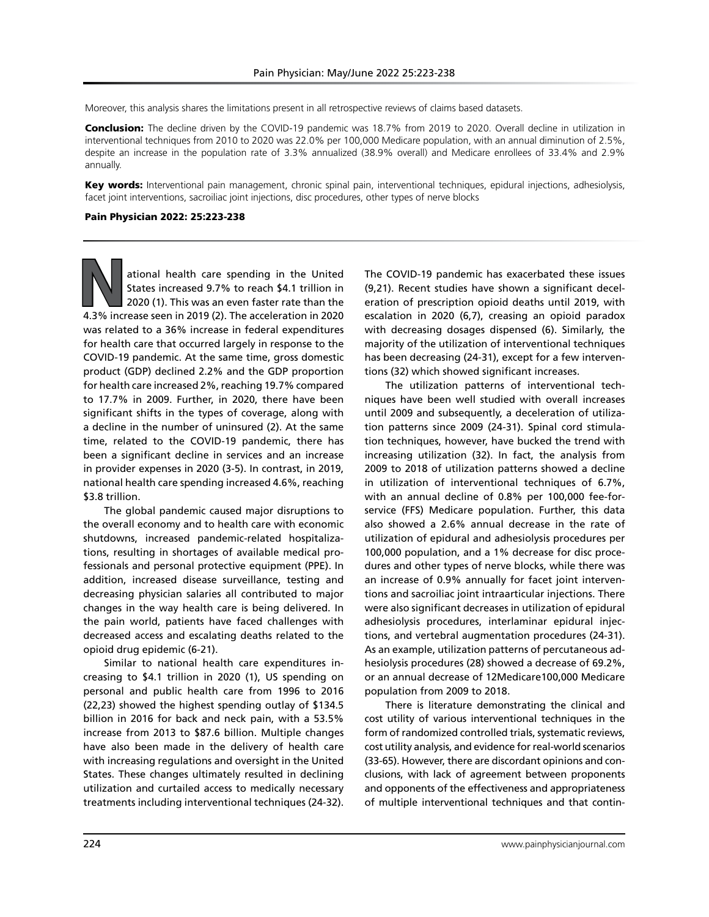Moreover, this analysis shares the limitations present in all retrospective reviews of claims based datasets.

**Conclusion:** The decline driven by the COVID-19 pandemic was 18.7% from 2019 to 2020. Overall decline in utilization in interventional techniques from 2010 to 2020 was 22.0% per 100,000 Medicare population, with an annual diminution of 2.5%, despite an increase in the population rate of 3.3% annualized (38.9% overall) and Medicare enrollees of 33.4% and 2.9% annually.

**Key words:** Interventional pain management, chronic spinal pain, interventional techniques, epidural injections, adhesiolysis, facet joint interventions, sacroiliac joint injections, disc procedures, other types of nerve blocks

**Pain Physician 2022: 25:223-238**

National health care spending in the United States increased 9.7% to reach $4.1 trillion in 2020 (1). This was an even faster rate than the 4.3% increase seen in 2019 (2). The acceleration in 2020 was related to a 36% increase in federal expenditures for health care that occurred largely in response to the COVID-19 pandemic. At the same time, gross domestic product (GDP) declined 2.2% and the GDP proportion for health care increased 2%, reaching 19.7% compared to 17.7% in 2009. Further, in 2020, there have been significant shifts in the types of coverage, along with a decline in the number of uninsured (2). At the same time, related to the COVID-19 pandemic, there has been a significant decline in services and an increase in provider expenses in 2020 (3-5). In contrast, in 2019, national health care spending increased 4.6%, reaching $3.8 trillion.

The global pandemic caused major disruptions to the overall economy and to health care with economic shutdowns, increased pandemic-related hospitalizations, resulting in shortages of available medical professionals and personal protective equipment (PPE). In addition, increased disease surveillance, testing and decreasing physician salaries all contributed to major changes in the way health care is being delivered. In the pain world, patients have faced challenges with decreased access and escalating deaths related to the opioid drug epidemic (6-21).

Similar to national health care expenditures increasing to $4.1 trillion in 2020 (1), US spending on personal and public health care from 1996 to 2016 (22,23) showed the highest spending outlay of $134.5 billion in 2016 for back and neck pain, with a 53.5% increase from 2013 to $87.6 billion. Multiple changes have also been made in the delivery of health care with increasing regulations and oversight in the United States. These changes ultimately resulted in declining utilization and curtailed access to medically necessary treatments including interventional techniques (24-32). The COVID-19 pandemic has exacerbated these issues (9,21). Recent studies have shown a significant deceleration of prescription opioid deaths until 2019, with escalation in 2020 (6,7), creasing an opioid paradox with decreasing dosages dispensed (6). Similarly, the majority of the utilization of interventional techniques has been decreasing (24-31), except for a few interventions (32) which showed significant increases.

The utilization patterns of interventional techniques have been well studied with overall increases until 2009 and subsequently, a deceleration of utilization patterns since 2009 (24-31). Spinal cord stimulation techniques, however, have bucked the trend with increasing utilization (32). In fact, the analysis from 2009 to 2018 of utilization patterns showed a decline in utilization of interventional techniques of 6.7%, with an annual decline of 0.8% per 100,000 fee-for-service (FFS) Medicare population. Further, this data also showed a 2.6% annual decrease in the rate of utilization of epidural and adhesiolysis procedures per 100,000 population, and a 1% decrease for disc procedures and other types of nerve blocks, while there was an increase of 0.9% annually for facet joint interventions and sacroiliac joint intraarticular injections. There were also significant decreases in utilization of epidural adhesiolysis procedures, interlaminar epidural injections, and vertebral augmentation procedures (24-31). As an example, utilization patterns of percutaneous adhesiolysis procedures (28) showed a decrease of 69.2%, or an annual decrease of 12Medicare100,000 Medicare population from 2009 to 2018.

There is literature demonstrating the clinical and cost utility of various interventional techniques in the form of randomized controlled trials, systematic reviews, cost utility analysis, and evidence for real-world scenarios (33-65). However, there are discordant opinions and conclusions, with lack of agreement between proponents and opponents of the effectiveness and appropriateness of multiple interventional techniques and that contin-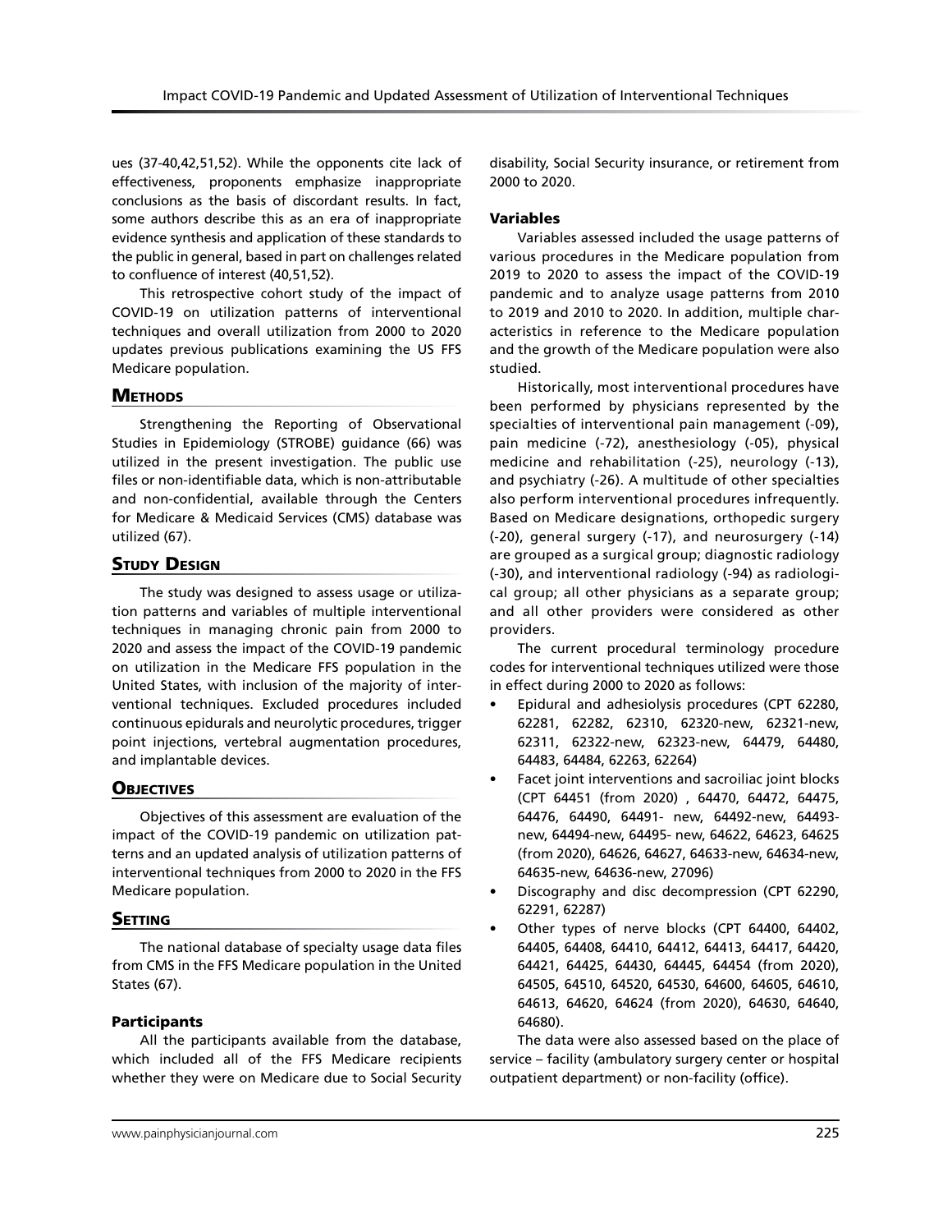ues (37-40,42,51,52). While the opponents cite lack of effectiveness, proponents emphasize inappropriate conclusions as the basis of discordant results. In fact, some authors describe this as an era of inappropriate evidence synthesis and application of these standards to the public in general, based in part on challenges related to confluence of interest (40,51,52).

This retrospective cohort study of the impact of COVID-19 on utilization patterns of interventional techniques and overall utilization from 2000 to 2020 updates previous publications examining the US FFS Medicare population.

## Methods

Strengthening the Reporting of Observational Studies in Epidemiology (STROBE) guidance (66) was utilized in the present investigation. The public use files or non-identifiable data, which is non-attributable and non-confidential, available through the Centers for Medicare & Medicaid Services (CMS) database was utilized (67).

## Study Design

The study was designed to assess usage or utilization patterns and variables of multiple interventional techniques in managing chronic pain from 2000 to 2020 and assess the impact of the COVID-19 pandemic on utilization in the Medicare FFS population in the United States, with inclusion of the majority of interventional techniques. Excluded procedures included continuous epidurals and neurolytic procedures, trigger point injections, vertebral augmentation procedures, and implantable devices.

## Objectives

Objectives of this assessment are evaluation of the impact of the COVID-19 pandemic on utilization patterns and an updated analysis of utilization patterns of interventional techniques from 2000 to 2020 in the FFS Medicare population.

## Setting

The national database of specialty usage data files from CMS in the FFS Medicare population in the United States (67).

### Participants

All the participants available from the database, which included all of the FFS Medicare recipients whether they were on Medicare due to Social Security disability, Social Security insurance, or retirement from 2000 to 2020.

### Variables

Variables assessed included the usage patterns of various procedures in the Medicare population from 2019 to 2020 to assess the impact of the COVID-19 pandemic and to analyze usage patterns from 2010 to 2019 and 2010 to 2020. In addition, multiple characteristics in reference to the Medicare population and the growth of the Medicare population were also studied.

Historically, most interventional procedures have been performed by physicians represented by the specialties of interventional pain management (-09), pain medicine (-72), anesthesiology (-05), physical medicine and rehabilitation (-25), neurology (-13), and psychiatry (-26). A multitude of other specialties also perform interventional procedures infrequently. Based on Medicare designations, orthopedic surgery (-20), general surgery (-17), and neurosurgery (-14) are grouped as a surgical group; diagnostic radiology (-30), and interventional radiology (-94) as radiological group; all other physicians as a separate group; and all other providers were considered as other providers.

The current procedural terminology procedure codes for interventional techniques utilized were those in effect during 2000 to 2020 as follows:

- Epidural and adhesiolysis procedures (CPT 62280, 62281, 62282, 62310, 62320-new, 62321-new, 62311, 62322-new, 62323-new, 64479, 64480, 64483, 64484, 62263, 62264)
- Facet joint interventions and sacroiliac joint blocks (CPT 64451 (from 2020) , 64470, 64472, 64475, 64476, 64490, 64491- new, 64492-new, 64493-new, 64494-new, 64495- new, 64622, 64623, 64625 (from 2020), 64626, 64627, 64633-new, 64634-new, 64635-new, 64636-new, 27096)
- Discography and disc decompression (CPT 62290, 62291, 62287)
- Other types of nerve blocks (CPT 64400, 64402, 64405, 64408, 64410, 64412, 64413, 64417, 64420, 64421, 64425, 64430, 64445, 64454 (from 2020), 64505, 64510, 64520, 64530, 64600, 64605, 64610, 64613, 64620, 64624 (from 2020), 64630, 64640, 64680).

The data were also assessed based on the place of service – facility (ambulatory surgery center or hospital outpatient department) or non-facility (office).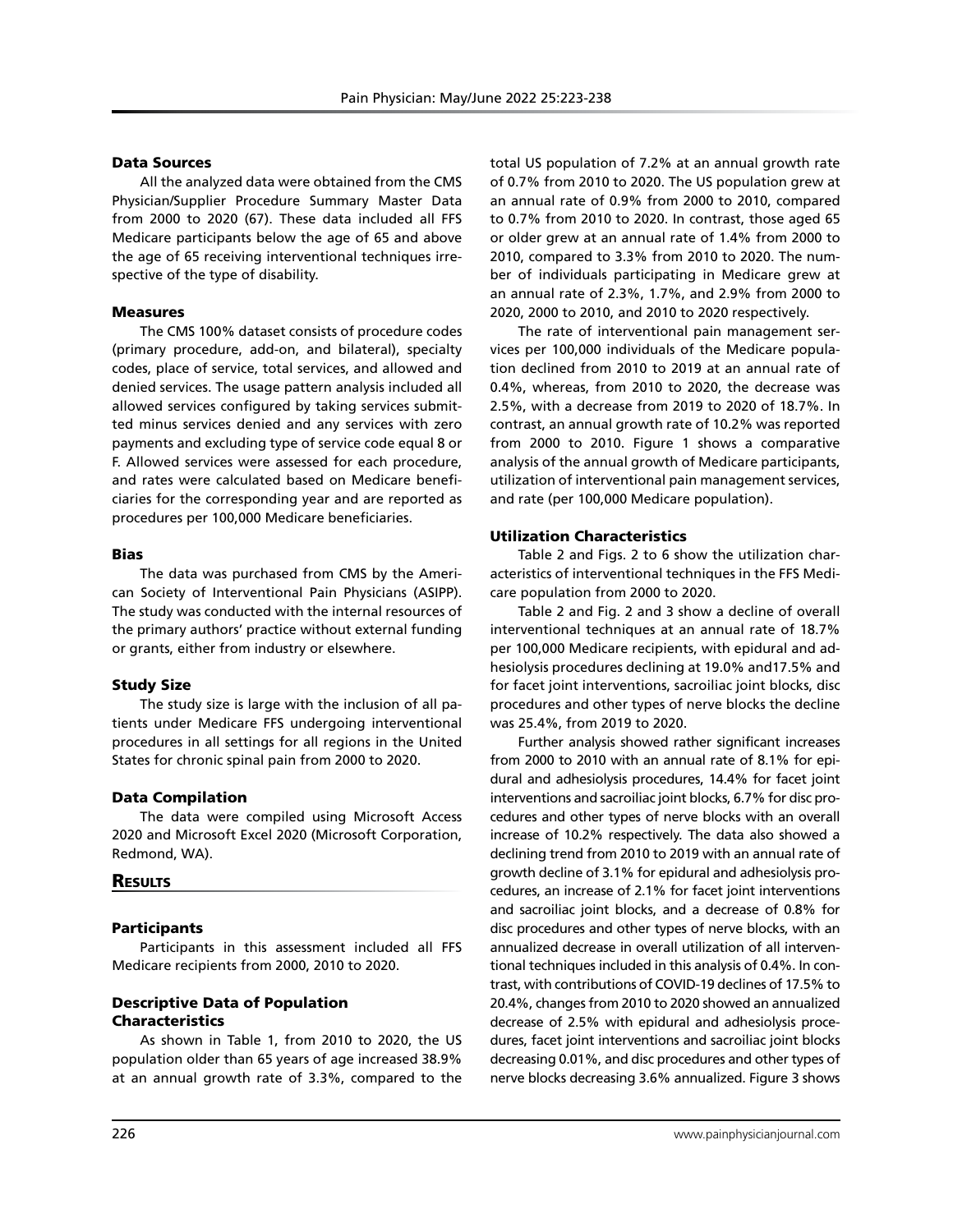### Data Sources

All the analyzed data were obtained from the CMS Physician/Supplier Procedure Summary Master Data from 2000 to 2020 (67). These data included all FFS Medicare participants below the age of 65 and above the age of 65 receiving interventional techniques irrespective of the type of disability.

### Measures

The CMS 100% dataset consists of procedure codes (primary procedure, add-on, and bilateral), specialty codes, place of service, total services, and allowed and denied services. The usage pattern analysis included all allowed services configured by taking services submitted minus services denied and any services with zero payments and excluding type of service code equal 8 or F. Allowed services were assessed for each procedure, and rates were calculated based on Medicare beneficiaries for the corresponding year and are reported as procedures per 100,000 Medicare beneficiaries.

### Bias

The data was purchased from CMS by the American Society of Interventional Pain Physicians (ASIPP). The study was conducted with the internal resources of the primary authors' practice without external funding or grants, either from industry or elsewhere.

### Study Size

The study size is large with the inclusion of all patients under Medicare FFS undergoing interventional procedures in all settings for all regions in the United States for chronic spinal pain from 2000 to 2020.

### Data Compilation

The data were compiled using Microsoft Access 2020 and Microsoft Excel 2020 (Microsoft Corporation, Redmond, WA).

## Results

### Participants

Participants in this assessment included all FFS Medicare recipients from 2000, 2010 to 2020.

### Descriptive Data of Population Characteristics

As shown in Table 1, from 2010 to 2020, the US population older than 65 years of age increased 38.9% at an annual growth rate of 3.3%, compared to the total US population of 7.2% at an annual growth rate of 0.7% from 2010 to 2020. The US population grew at an annual rate of 0.9% from 2000 to 2010, compared to 0.7% from 2010 to 2020. In contrast, those aged 65 or older grew at an annual rate of 1.4% from 2000 to 2010, compared to 3.3% from 2010 to 2020. The number of individuals participating in Medicare grew at an annual rate of 2.3%, 1.7%, and 2.9% from 2000 to 2020, 2000 to 2010, and 2010 to 2020 respectively.

The rate of interventional pain management services per 100,000 individuals of the Medicare population declined from 2010 to 2019 at an annual rate of 0.4%, whereas, from 2010 to 2020, the decrease was 2.5%, with a decrease from 2019 to 2020 of 18.7%. In contrast, an annual growth rate of 10.2% was reported from 2000 to 2010. Figure 1 shows a comparative analysis of the annual growth of Medicare participants, utilization of interventional pain management services, and rate (per 100,000 Medicare population).

### Utilization Characteristics

Table 2 and Figs. 2 to 6 show the utilization characteristics of interventional techniques in the FFS Medicare population from 2000 to 2020.

Table 2 and Fig. 2 and 3 show a decline of overall interventional techniques at an annual rate of 18.7% per 100,000 Medicare recipients, with epidural and adhesiolysis procedures declining at 19.0% and17.5% and for facet joint interventions, sacroiliac joint blocks, disc procedures and other types of nerve blocks the decline was 25.4%, from 2019 to 2020.

Further analysis showed rather significant increases from 2000 to 2010 with an annual rate of 8.1% for epidural and adhesiolysis procedures, 14.4% for facet joint interventions and sacroiliac joint blocks, 6.7% for disc procedures and other types of nerve blocks with an overall increase of 10.2% respectively. The data also showed a declining trend from 2010 to 2019 with an annual rate of growth decline of 3.1% for epidural and adhesiolysis procedures, an increase of 2.1% for facet joint interventions and sacroiliac joint blocks, and a decrease of 0.8% for disc procedures and other types of nerve blocks, with an annualized decrease in overall utilization of all interventional techniques included in this analysis of 0.4%. In contrast, with contributions of COVID-19 declines of 17.5% to 20.4%, changes from 2010 to 2020 showed an annualized decrease of 2.5% with epidural and adhesiolysis procedures, facet joint interventions and sacroiliac joint blocks decreasing 0.01%, and disc procedures and other types of nerve blocks decreasing 3.6% annualized. Figure 3 shows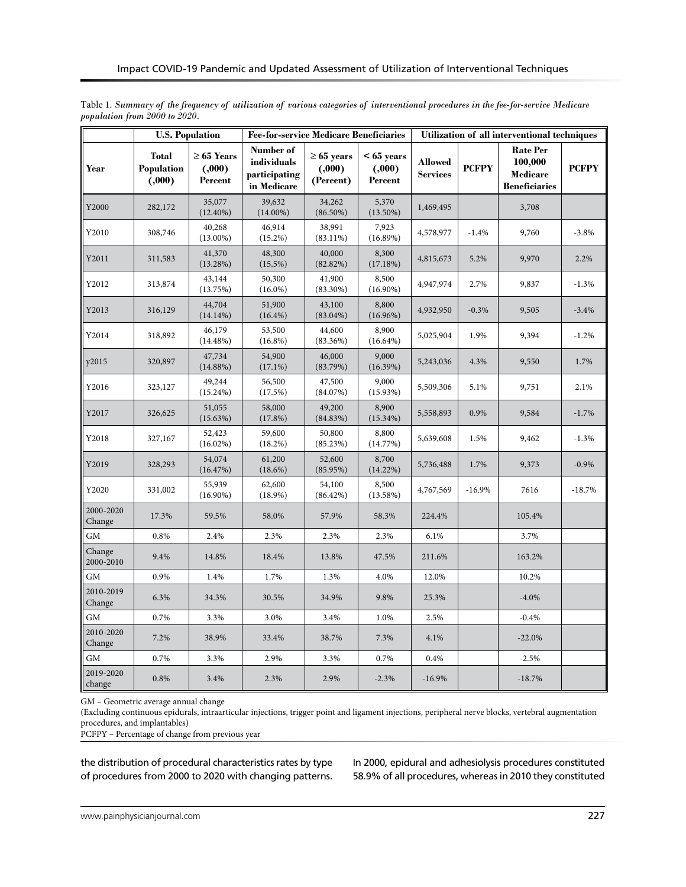Table 1. *Summary of the frequency of utilization of various categories of interventional procedures in the fee-for-service Medicare population from 2000 to 2020.*

| | U.S. Population | | Fee-for-service Medicare Beneficiaries | | | Utilization of all interventional techniques | | | |
|---|---|---|---|---|---|---|---|---|---|
| **Year** | **Total Population (,000)** | **≥ 65 Years (,000) Percent** | **Number of individuals participating in Medicare** | **≥ 65 years (,000) (Percent)** | **< 65 years (,000) Percent** | **Allowed Services** | **PCFPY** | **Rate Per 100,000 Medicare Beneficiaries** | **PCFPY** |
| Y2000 | 282,172 | 35,077 (12.40%) | 39,632 (14.00%) | 34,262 (86.50%) | 5,370 (13.50%) | 1,469,495 | | 3,708 | |
| Y2010 | 308,746 | 40,268 (13.00%) | 46,914 (15.2%) | 38,991 (83.11%) | 7,923 (16.89%) | 4,578,977 | -1.4% | 9,760 | -3.8% |
| Y2011 | 311,583 | 41,370 (13.28%) | 48,300 (15.5%) | 40,000 (82.82%) | 8,300 (17.18%) | 4,815,673 | 5.2% | 9,970 | 2.2% |
| Y2012 | 313,874 | 43,144 (13.75%) | 50,300 (16.0%) | 41,900 (83.30%) | 8,500 (16.90%) | 4,947,974 | 2.7% | 9,837 | -1.3% |
| Y2013 | 316,129 | 44,704 (14.14%) | 51,900 (16.4%) | 43,100 (83.04%) | 8,800 (16.96%) | 4,932,950 | -0.3% | 9,505 | -3.4% |
| Y2014 | 318,892 | 46,179 (14.48%) | 53,500 (16.8%) | 44,600 (83.36%) | 8,900 (16.64%) | 5,025,904 | 1.9% | 9,394 | -1.2% |
| y2015 | 320,897 | 47,734 (14.88%) | 54,900 (17.1%) | 46,000 (83.79%) | 9,000 (16.39%) | 5,243,036 | 4.3% | 9,550 | 1.7% |
| Y2016 | 323,127 | 49,244 (15.24%) | 56,500 (17.5%) | 47,500 (84.07%) | 9,000 (15.93%) | 5,509,306 | 5.1% | 9,751 | 2.1% |
| Y2017 | 326,625 | 51,055 (15.63%) | 58,000 (17.8%) | 49,200 (84.83%) | 8,900 (15.34%) | 5,558,893 | 0.9% | 9,584 | -1.7% |
| Y2018 | 327,167 | 52,423 (16.02%) | 59,600 (18.2%) | 50,800 (85.23%) | 8,800 (14.77%) | 5,639,608 | 1.5% | 9,462 | -1.3% |
| Y2019 | 328,293 | 54,074 (16.47%) | 61,200 (18.6%) | 52,600 (85.95%) | 8,700 (14.22%) | 5,736,488 | 1.7% | 9,373 | -0.9% |
| Y2020 | 331,002 | 55,939 (16.90%) | 62,600 (18.9%) | 54,100 (86.42%) | 8,500 (13.58%) | 4,767,569 | -16.9% | 7616 | -18.7% |
| 2000-2020 Change | 17.3% | 59.5% | 58.0% | 57.9% | 58.3% | 224.4% | | 105.4% | |
| GM | 0.8% | 2.4% | 2.3% | 2.3% | 2.3% | 6.1% | | 3.7% | |
| Change 2000-2010 | 9.4% | 14.8% | 18.4% | 13.8% | 47.5% | 211.6% | | 163.2% | |
| GM | 0.9% | 1.4% | 1.7% | 1.3% | 4.0% | 12.0% | | 10.2% | |
| 2010-2019 Change | 6.3% | 34.3% | 30.5% | 34.9% | 9.8% | 25.3% | | -4.0% | |
| GM | 0.7% | 3.3% | 3.0% | 3.4% | 1.0% | 2.5% | | -0.4% | |
| 2010-2020 Change | 7.2% | 38.9% | 33.4% | 38.7% | 7.3% | 4.1% | | -22.0% | |
| GM | 0.7% | 3.3% | 2.9% | 3.3% | 0.7% | 0.4% | | -2.5% | |
| 2019-2020 change | 0.8% | 3.4% | 2.3% | 2.9% | -2.3% | -16.9% | | -18.7% | |

GM – Geometric average annual change

(Excluding continuous epidurals, intraarticular injections, trigger point and ligament injections, peripheral nerve blocks, vertebral augmentation procedures, and implantables)

PCFPY – Percentage of change from previous year

the distribution of procedural characteristics rates by type of procedures from 2000 to 2020 with changing patterns. In 2000, epidural and adhesiolysis procedures constituted 58.9% of all procedures, whereas in 2010 they constituted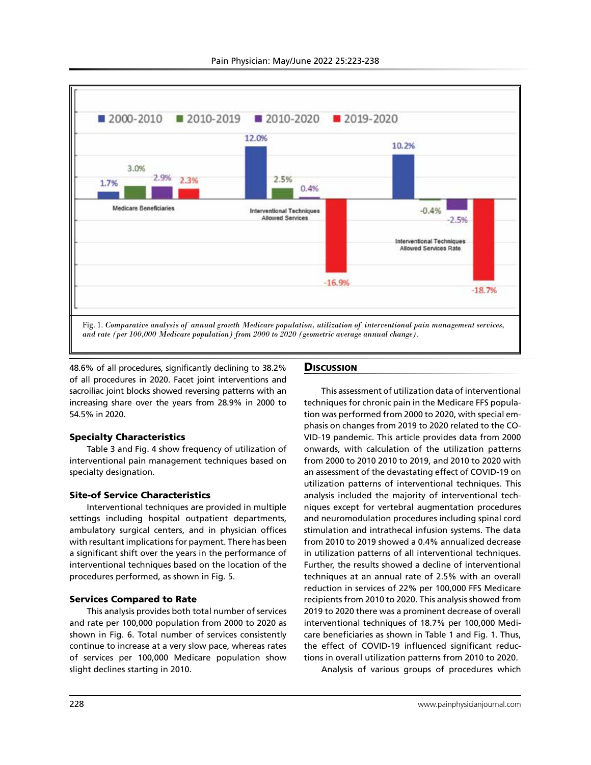Fig. 1. *Comparative analysis of annual growth Medicare population, utilization of interventional pain management services, and rate (per 100,000 Medicare population) from 2000 to 2020 (geometric average annual change).*

48.6% of all procedures, significantly declining to 38.2% of all procedures in 2020. Facet joint interventions and sacroiliac joint blocks showed reversing patterns with an increasing share over the years from 28.9% in 2000 to 54.5% in 2020.

### Specialty Characteristics

Table 3 and Fig. 4 show frequency of utilization of interventional pain management techniques based on specialty designation.

### Site-of Service Characteristics

Interventional techniques are provided in multiple settings including hospital outpatient departments, ambulatory surgical centers, and in physician offices with resultant implications for payment. There has been a significant shift over the years in the performance of interventional techniques based on the location of the procedures performed, as shown in Fig. 5.

### Services Compared to Rate

This analysis provides both total number of services and rate per 100,000 population from 2000 to 2020 as shown in Fig. 6. Total number of services consistently continue to increase at a very slow pace, whereas rates of services per 100,000 Medicare population show slight declines starting in 2010.

## Discussion

This assessment of utilization data of interventional techniques for chronic pain in the Medicare FFS population was performed from 2000 to 2020, with special emphasis on changes from 2019 to 2020 related to the COVID-19 pandemic. This article provides data from 2000 onwards, with calculation of the utilization patterns from 2000 to 2010 2010 to 2019, and 2010 to 2020 with an assessment of the devastating effect of COVID-19 on utilization patterns of interventional techniques. This analysis included the majority of interventional techniques except for vertebral augmentation procedures and neuromodulation procedures including spinal cord stimulation and intrathecal infusion systems. The data from 2010 to 2019 showed a 0.4% annualized decrease in utilization patterns of all interventional techniques. Further, the results showed a decline of interventional techniques at an annual rate of 2.5% with an overall reduction in services of 22% per 100,000 FFS Medicare recipients from 2010 to 2020. This analysis showed from 2019 to 2020 there was a prominent decrease of overall interventional techniques of 18.7% per 100,000 Medicare beneficiaries as shown in Table 1 and Fig. 1. Thus, the effect of COVID-19 influenced significant reductions in overall utilization patterns from 2010 to 2020.

Analysis of various groups of procedures which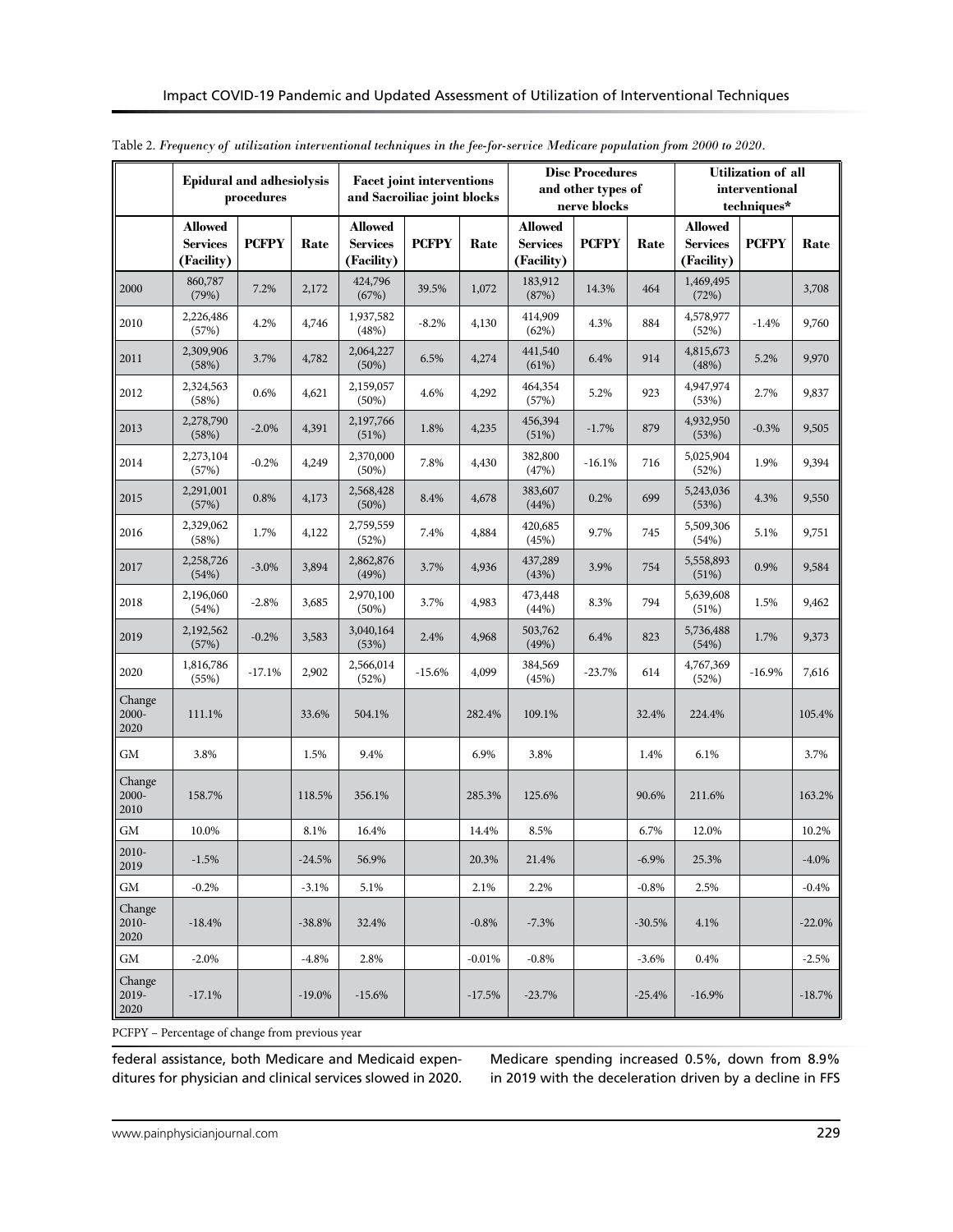Table 2. *Frequency of utilization interventional techniques in the fee-for-service Medicare population from 2000 to 2020.*

| | Epidural and adhesiolysis procedures | | | Facet joint interventions and Sacroiliac joint blocks | | | Disc Procedures and other types of nerve blocks | | | Utilization of all interventional techniques* | | |
|---|---|---|---|---|---|---|---|---|---|---|---|---|
| | **Allowed Services (Facility)** | **PCFPY** | **Rate** | **Allowed Services (Facility)** | **PCFPY** | **Rate** | **Allowed Services (Facility)** | **PCFPY** | **Rate** | **Allowed Services (Facility)** | **PCFPY** | **Rate** |
| 2000 | 860,787 (79%) | 7.2% | 2,172 | 424,796 (67%) | 39.5% | 1,072 | 183,912 (87%) | 14.3% | 464 | 1,469,495 (72%) | | 3,708 |
| 2010 | 2,226,486 (57%) | 4.2% | 4,746 | 1,937,582 (48%) | -8.2% | 4,130 | 414,909 (62%) | 4.3% | 884 | 4,578,977 (52%) | -1.4% | 9,760 |
| 2011 | 2,309,906 (58%) | 3.7% | 4,782 | 2,064,227 (50%) | 6.5% | 4,274 | 441,540 (61%) | 6.4% | 914 | 4,815,673 (48%) | 5.2% | 9,970 |
| 2012 | 2,324,563 (58%) | 0.6% | 4,621 | 2,159,057 (50%) | 4.6% | 4,292 | 464,354 (57%) | 5.2% | 923 | 4,947,974 (53%) | 2.7% | 9,837 |
| 2013 | 2,278,790 (58%) | -2.0% | 4,391 | 2,197,766 (51%) | 1.8% | 4,235 | 456,394 (51%) | -1.7% | 879 | 4,932,950 (53%) | -0.3% | 9,505 |
| 2014 | 2,273,104 (57%) | -0.2% | 4,249 | 2,370,000 (50%) | 7.8% | 4,430 | 382,800 (47%) | -16.1% | 716 | 5,025,904 (52%) | 1.9% | 9,394 |
| 2015 | 2,291,001 (57%) | 0.8% | 4,173 | 2,568,428 (50%) | 8.4% | 4,678 | 383,607 (44%) | 0.2% | 699 | 5,243,036 (53%) | 4.3% | 9,550 |
| 2016 | 2,329,062 (58%) | 1.7% | 4,122 | 2,759,559 (52%) | 7.4% | 4,884 | 420,685 (45%) | 9.7% | 745 | 5,509,306 (54%) | 5.1% | 9,751 |
| 2017 | 2,258,726 (54%) | -3.0% | 3,894 | 2,862,876 (49%) | 3.7% | 4,936 | 437,289 (43%) | 3.9% | 754 | 5,558,893 (51%) | 0.9% | 9,584 |
| 2018 | 2,196,060 (54%) | -2.8% | 3,685 | 2,970,100 (50%) | 3.7% | 4,983 | 473,448 (44%) | 8.3% | 794 | 5,639,608 (51%) | 1.5% | 9,462 |
| 2019 | 2,192,562 (57%) | -0.2% | 3,583 | 3,040,164 (53%) | 2.4% | 4,968 | 503,762 (49%) | 6.4% | 823 | 5,736,488 (54%) | 1.7% | 9,373 |
| 2020 | 1,816,786 (55%) | -17.1% | 2,902 | 2,566,014 (52%) | -15.6% | 4,099 | 384,569 (45%) | -23.7% | 614 | 4,767,369 (52%) | -16.9% | 7,616 |
| Change 2000-2020 | 111.1% | | 33.6% | 504.1% | | 282.4% | 109.1% | | 32.4% | 224.4% | | 105.4% |
| GM | 3.8% | | 1.5% | 9.4% | | 6.9% | 3.8% | | 1.4% | 6.1% | | 3.7% |
| Change 2000-2010 | 158.7% | | 118.5% | 356.1% | | 285.3% | 125.6% | | 90.6% | 211.6% | | 163.2% |
| GM | 10.0% | | 8.1% | 16.4% | | 14.4% | 8.5% | | 6.7% | 12.0% | | 10.2% |
| 2010-2019 | -1.5% | | -24.5% | 56.9% | | 20.3% | 21.4% | | -6.9% | 25.3% | | -4.0% |
| GM | -0.2% | | -3.1% | 5.1% | | 2.1% | 2.2% | | -0.8% | 2.5% | | -0.4% |
| Change 2010-2020 | -18.4% | | -38.8% | 32.4% | | -0.8% | -7.3% | | -30.5% | 4.1% | | -22.0% |
| GM | -2.0% | | -4.8% | 2.8% | | -0.01% | -0.8% | | -3.6% | 0.4% | | -2.5% |
| Change 2019-2020 | -17.1% | | -19.0% | -15.6% | | -17.5% | -23.7% | | -25.4% | -16.9% | | -18.7% |

PCFPY – Percentage of change from previous year

federal assistance, both Medicare and Medicaid expenditures for physician and clinical services slowed in 2020. Medicare spending increased 0.5%, down from 8.9% in 2019 with the deceleration driven by a decline in FFS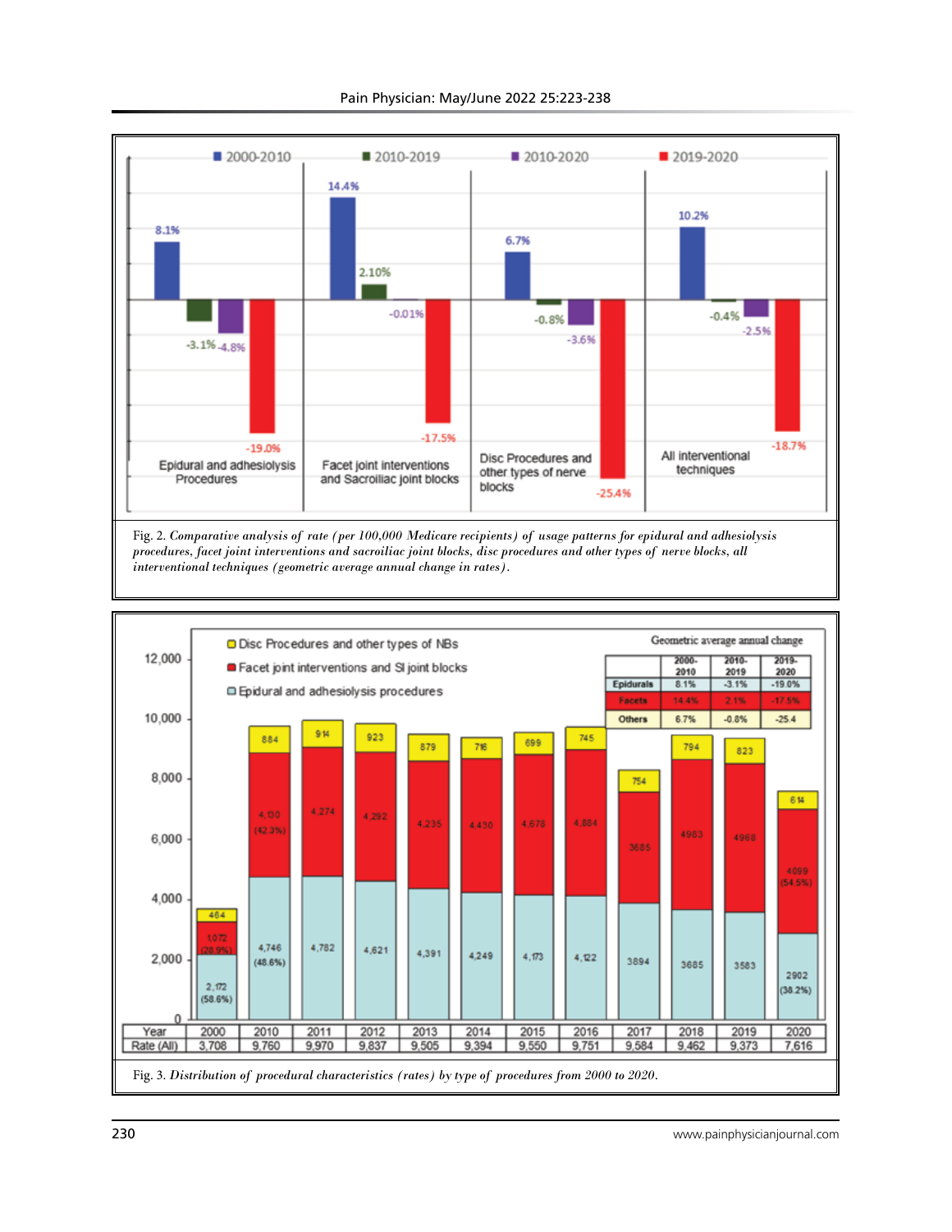Fig. 2. *Comparative analysis of rate (per 100,000 Medicare recipients) of usage patterns for epidural and adhesiolysis procedures, facet joint interventions and sacroiliac joint blocks, disc procedures and other types of nerve blocks, all interventional techniques (geometric average annual change in rates).*

Fig. 3. *Distribution of procedural characteristics (rates) by type of procedures from 2000 to 2020.*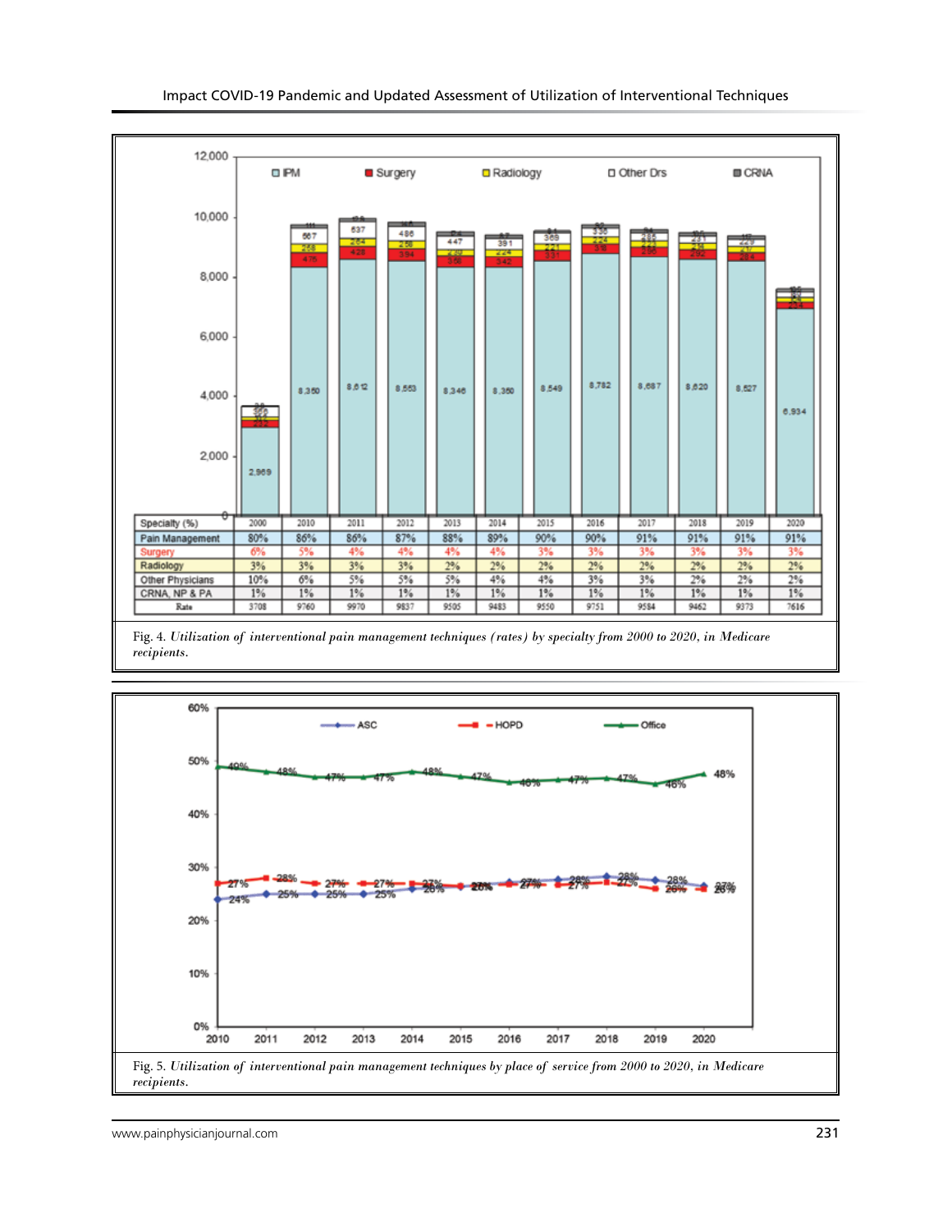| Specialty (%) | 2000 | 2010 | 2011 | 2012 | 2013 | 2014 | 2015 | 2016 | 2017 | 2018 | 2019 | 2020 |
|---|---|---|---|---|---|---|---|---|---|---|---|---|
| Pain Management | 80% | 86% | 86% | 87% | 88% | 89% | 90% | 90% | 91% | 91% | 91% | 91% |
| Surgery | 6% | 5% | 4% | 4% | 4% | 4% | 3% | 3% | 3% | 3% | 3% | 3% |
| Radiology | 3% | 3% | 3% | 3% | 2% | 2% | 2% | 2% | 2% | 2% | 2% | 2% |
| Other Physicians | 10% | 6% | 5% | 5% | 5% | 4% | 4% | 3% | 3% | 2% | 2% | 2% |
| CRNA, NP & PA | 1% | 1% | 1% | 1% | 1% | 1% | 1% | 1% | 1% | 1% | 1% | 1% |
| Rate | 3708 | 9760 | 9970 | 9837 | 9505 | 9483 | 9550 | 9751 | 9584 | 9462 | 9373 | 7616 |

Fig. 4. *Utilization of interventional pain management techniques (rates) by specialty from 2000 to 2020, in Medicare recipients.*

Fig. 5. *Utilization of interventional pain management techniques by place of service from 2000 to 2020, in Medicare recipients.*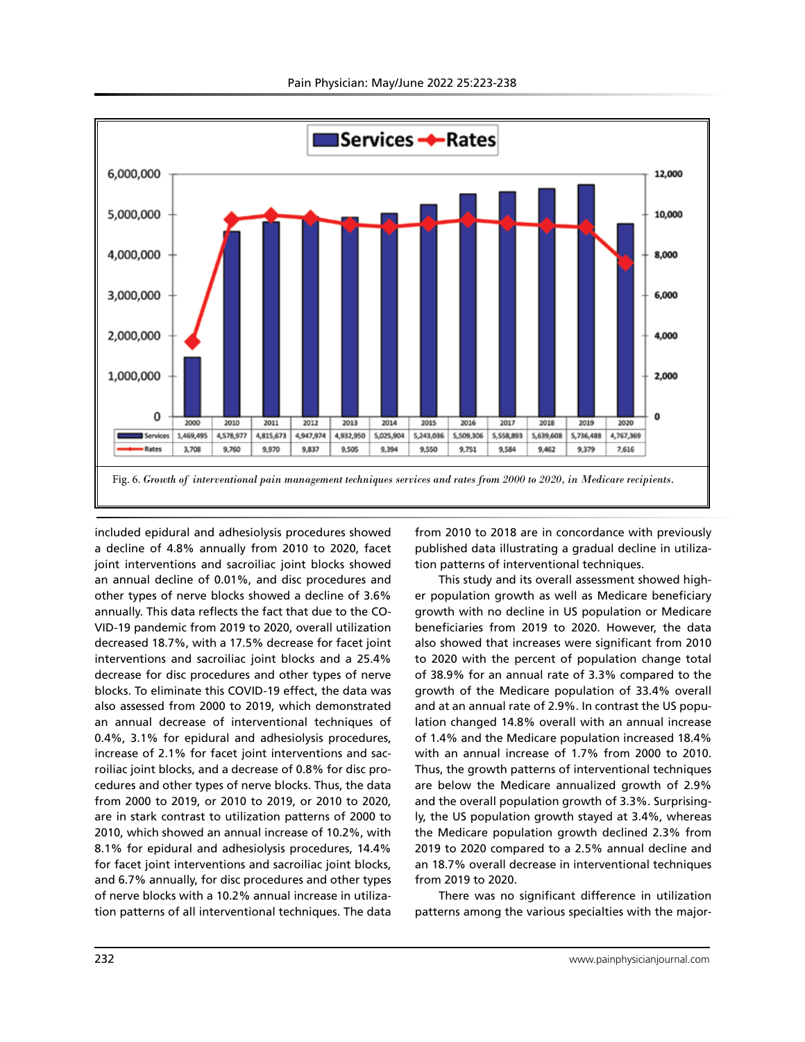| | 2000 | 2010 | 2011 | 2012 | 2013 | 2014 | 2015 | 2016 | 2017 | 2018 | 2019 | 2020 |
|---|---|---|---|---|---|---|---|---|---|---|---|---|
| Services | 1,469,495 | 4,578,977 | 4,815,673 | 4,947,974 | 4,932,950 | 5,025,904 | 5,243,036 | 5,509,306 | 5,558,893 | 5,639,608 | 5,736,488 | 4,767,369 |
| Rates | 3,708 | 9,760 | 9,970 | 9,837 | 9,505 | 9,394 | 9,550 | 9,751 | 9,584 | 9,462 | 9,379 | 7,616 |

Fig. 6. *Growth of interventional pain management techniques services and rates from 2000 to 2020, in Medicare recipients.*

included epidural and adhesiolysis procedures showed a decline of 4.8% annually from 2010 to 2020, facet joint interventions and sacroiliac joint blocks showed an annual decline of 0.01%, and disc procedures and other types of nerve blocks showed a decline of 3.6% annually. This data reflects the fact that due to the COVID-19 pandemic from 2019 to 2020, overall utilization decreased 18.7%, with a 17.5% decrease for facet joint interventions and sacroiliac joint blocks and a 25.4% decrease for disc procedures and other types of nerve blocks. To eliminate this COVID-19 effect, the data was also assessed from 2000 to 2019, which demonstrated an annual decrease of interventional techniques of 0.4%, 3.1% for epidural and adhesiolysis procedures, increase of 2.1% for facet joint interventions and sacroiliac joint blocks, and a decrease of 0.8% for disc procedures and other types of nerve blocks. Thus, the data from 2000 to 2019, or 2010 to 2019, or 2010 to 2020, are in stark contrast to utilization patterns of 2000 to 2010, which showed an annual increase of 10.2%, with 8.1% for epidural and adhesiolysis procedures, 14.4% for facet joint interventions and sacroiliac joint blocks, and 6.7% annually, for disc procedures and other types of nerve blocks with a 10.2% annual increase in utilization patterns of all interventional techniques. The data from 2010 to 2018 are in concordance with previously published data illustrating a gradual decline in utilization patterns of interventional techniques.

This study and its overall assessment showed higher population growth as well as Medicare beneficiary growth with no decline in US population or Medicare beneficiaries from 2019 to 2020. However, the data also showed that increases were significant from 2010 to 2020 with the percent of population change total of 38.9% for an annual rate of 3.3% compared to the growth of the Medicare population of 33.4% overall and at an annual rate of 2.9%. In contrast the US population changed 14.8% overall with an annual increase of 1.4% and the Medicare population increased 18.4% with an annual increase of 1.7% from 2000 to 2010. Thus, the growth patterns of interventional techniques are below the Medicare annualized growth of 2.9% and the overall population growth of 3.3%. Surprisingly, the US population growth stayed at 3.4%, whereas the Medicare population growth declined 2.3% from 2019 to 2020 compared to a 2.5% annual decline and an 18.7% overall decrease in interventional techniques from 2019 to 2020.

There was no significant difference in utilization patterns among the various specialties with the major-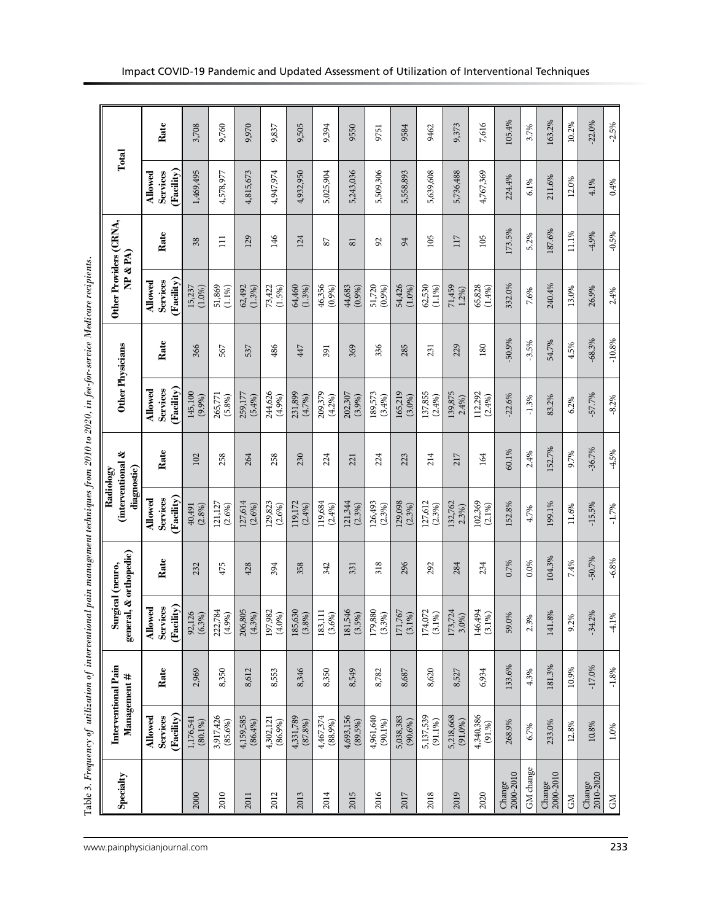Table 3. *Frequency of utilization of interventional pain management techniques from 2010 to 2020, in fee-for-service Medicare recipients.*

| Specialty | Interventional Pain Management # | | Surgical (neuro, general, & orthopedic) | | Radiology (interventional & diagnostic) | | Other Physicians | | Other Providers (CRNA, NP & PA) | | Total | |
|---|---|---|---|---|---|---|---|---|---|---|---|---|
| | Allowed Services (Facility) | Rate | Allowed Services (Facility) | Rate | Allowed Services (Facility) | Rate | Allowed Services (Facility) | Rate | Allowed Services (Facility) | Rate | Allowed Services (Facility) | Rate |
| 2000 | 1,176,541 (80.1%) | 2,969 | 92,126 (6.3%) | 232 | 40,491 (2.8%) | 102 | 145,100 (9.9%) | 366 | 15,237 (1.0%) | 38 | 1,469,495 | 3,708 |
| 2010 | 3,917,426 (85.6%) | 8,350 | 222,784 (4.9%) | 475 | 121,127 (2.6%) | 258 | 265,771 (5.8%) | 567 | 51,869 (1.1%) | 111 | 4,578,977 | 9,760 |
| 2011 | 4,159,585 (86.4%) | 8,612 | 206,805 (4.3%) | 428 | 127,614 (2.6%) | 264 | 259,177 (5.4%) | 537 | 62,492 (1.3%) | 129 | 4,815,673 | 9,970 |
| 2012 | 4,302,121 (86.9%) | 8,553 | 197,982 (4.0%) | 394 | 129,823 (2.6%) | 258 | 244,626 (4.9%) | 486 | 73,422 (1.5%) | 146 | 4,947,974 | 9,837 |
| 2013 | 4,331,789 (87.8%) | 8,346 | 185,630 (3.8%) | 358 | 119,172 (2.4%) | 230 | 231,899 (4.7%) | 447 | 64,460 (1.3%) | 124 | 4,932,950 | 9,505 |
| 2014 | 4,467,374 (88.9%) | 8,350 | 183,111 (3.6%) | 342 | 119,684 (2.4%) | 224 | 209,379 (4.2%) | 391 | 46,356 (0.9%) | 87 | 5,025,904 | 9,394 |
| 2015 | 4,693,156 (89.5%) | 8,549 | 181,546 (3.5%) | 331 | 121,344 (2.3%) | 221 | 202,307 (3.9%) | 369 | 44,683 (0.9%) | 81 | 5,243,036 | 9550 |
| 2016 | 4,961,640 (90.1%) | 8,782 | 179,880 (3.3%) | 318 | 126,493 (2.3%) | 224 | 189,573 (3.4%) | 336 | 51,720 (0.9%) | 92 | 5,509,306 | 9751 |
| 2017 | 5,038,383 (90.6%) | 8,687 | 171,767 (3.1%) | 296 | 129,098 (2.3%) | 223 | 165,219 (3.0%) | 285 | 54,426 (1.0%) | 94 | 5,558,893 | 9584 |
| 2018 | 5,137,539 (91.1%) | 8,620 | 174,072 (3.1%) | 292 | 127,612 (2.3%) | 214 | 137,855 (2.4%) | 231 | 62,530 (1.1%) | 105 | 5,639,608 | 9462 |
| 2019 | 5,218,668 (91.0%) | 8,527 | 173,724 3.0%) | 284 | 132,762 2.3%) | 217 | 139,875 2.4%) | 229 | 71,459 1.2%) | 117 | 5,736,488 | 9,373 |
| 2020 | 4,340,386 (91.%) | 6,934 | 146,494 (3.1%) | 234 | 102,369 (2.1%) | 164 | 112,292 (2.4%) | 180 | 65,828 (1.4%) | 105 | 4,767,369 | 7,616 |
| Change 2000-2010 | 268.9% | 133.6% | 59.0% | 0.7% | 152.8% | 60.1% | -22.6% | -50.9% | 332.0% | 173.5% | 224.4% | 105.4% |
| GM change | 6.7% | 4.3% | 2.3% | 0.0% | 4.7% | 2.4% | -1.3% | -3.5% | 7.6% | 5.2% | 6.1% | 3.7% |
| Change 2000-2010 | 233.0% | 181.3% | 141.8% | 104.3% | 199.1% | 152.7% | 83.2% | 54.7% | 240.4% | 187.6% | 211.6% | 163.2% |
| GM | 12.8% | 10.9% | 9.2% | 7.4% | 11.6% | 9.7% | 6.2% | 4.5% | 13.0% | 11.1% | 12.0% | 10.2% |
| Change 2010-2020 | 10.8% | -17.0% | -34.2% | -50.7% | -15.5% | -36.7% | -57.7% | -68.3% | 26.9% | -4.9% | 4.1% | -22.0% |
| GM | 1.0% | -1.8% | -4.1% | -6.8% | -1.7% | -4.5% | -8.2% | -10.8% | 2.4% | -0.5% | 0.4% | -2.5% |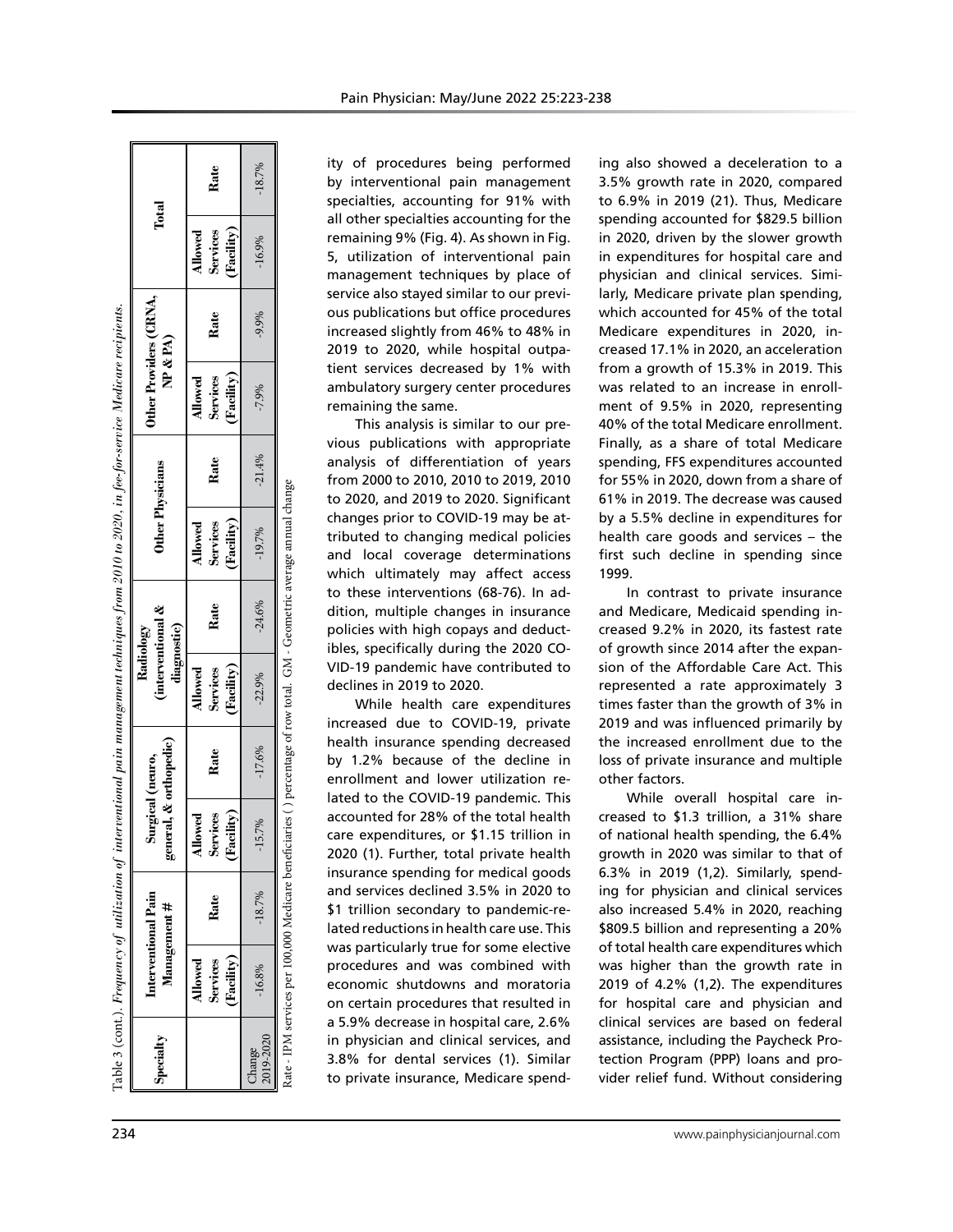Table 3 (cont.). *Frequency of utilization of interventional pain management techniques from 2010 to 2020, in fee-for-service Medicare recipients.*

| Specialty | Interventional Pain Management # | | Surgical (neuro, general, & orthopedic) | | Radiology (interventional & diagnostic) | | Other Physicians | | Other Providers (CRNA, NP & PA) | | Total | |
|---|---|---|---|---|---|---|---|---|---|---|---|---|
| | Allowed Services (Facility) | Rate | Allowed Services (Facility) | Rate | Allowed Services (Facility) | Rate | Allowed Services (Facility) | Rate | Allowed Services (Facility) | Rate | Allowed Services (Facility) | Rate |
| Change 2019-2020 | -16.8% | -18.7% | -15.7% | -17.6% | -22.9% | -24.6% | -19.7% | -21.4% | -7.9% | -9.9% | -16.9% | -18.7% |

Rate - IPM services per 100,000 Medicare beneficiaries ( ) percentage of row total. GM - Geometric average annual change

ity of procedures being performed by interventional pain management specialties, accounting for 91% with all other specialties accounting for the remaining 9% (Fig. 4). As shown in Fig. 5, utilization of interventional pain management techniques by place of service also stayed similar to our previous publications but office procedures increased slightly from 46% to 48% in 2019 to 2020, while hospital outpatient services decreased by 1% with ambulatory surgery center procedures remaining the same.

This analysis is similar to our previous publications with appropriate analysis of differentiation of years from 2000 to 2010, 2010 to 2019, 2010 to 2020, and 2019 to 2020. Significant changes prior to COVID-19 may be attributed to changing medical policies and local coverage determinations which ultimately may affect access to these interventions (68-76). In addition, multiple changes in insurance policies with high copays and deductibles, specifically during the 2020 COVID-19 pandemic have contributed to declines in 2019 to 2020.

While health care expenditures increased due to COVID-19, private health insurance spending decreased by 1.2% because of the decline in enrollment and lower utilization related to the COVID-19 pandemic. This accounted for 28% of the total health care expenditures, or $1.15 trillion in 2020 (1). Further, total private health insurance spending for medical goods and services declined 3.5% in 2020 to $1 trillion secondary to pandemic-related reductions in health care use. This was particularly true for some elective procedures and was combined with economic shutdowns and moratoria on certain procedures that resulted in a 5.9% decrease in hospital care, 2.6% in physician and clinical services, and 3.8% for dental services (1). Similar to private insurance, Medicare spending also showed a deceleration to a 3.5% growth rate in 2020, compared to 6.9% in 2019 (21). Thus, Medicare spending accounted for $829.5 billion in 2020, driven by the slower growth in expenditures for hospital care and physician and clinical services. Similarly, Medicare private plan spending, which accounted for 45% of the total Medicare expenditures in 2020, increased 17.1% in 2020, an acceleration from a growth of 15.3% in 2019. This was related to an increase in enrollment of 9.5% in 2020, representing 40% of the total Medicare enrollment. Finally, as a share of total Medicare spending, FFS expenditures accounted for 55% in 2020, down from a share of 61% in 2019. The decrease was caused by a 5.5% decline in expenditures for health care goods and services – the first such decline in spending since 1999.

In contrast to private insurance and Medicare, Medicaid spending increased 9.2% in 2020, its fastest rate of growth since 2014 after the expansion of the Affordable Care Act. This represented a rate approximately 3 times faster than the growth of 3% in 2019 and was influenced primarily by the increased enrollment due to the loss of private insurance and multiple other factors.

While overall hospital care increased to $1.3 trillion, a 31% share of national health spending, the 6.4% growth in 2020 was similar to that of 6.3% in 2019 (1,2). Similarly, spending for physician and clinical services also increased 5.4% in 2020, reaching $809.5 billion and representing a 20% of total health care expenditures which was higher than the growth rate in 2019 of 4.2% (1,2). The expenditures for hospital care and physician and clinical services are based on federal assistance, including the Paycheck Protection Program (PPP) loans and provider relief fund. Without considering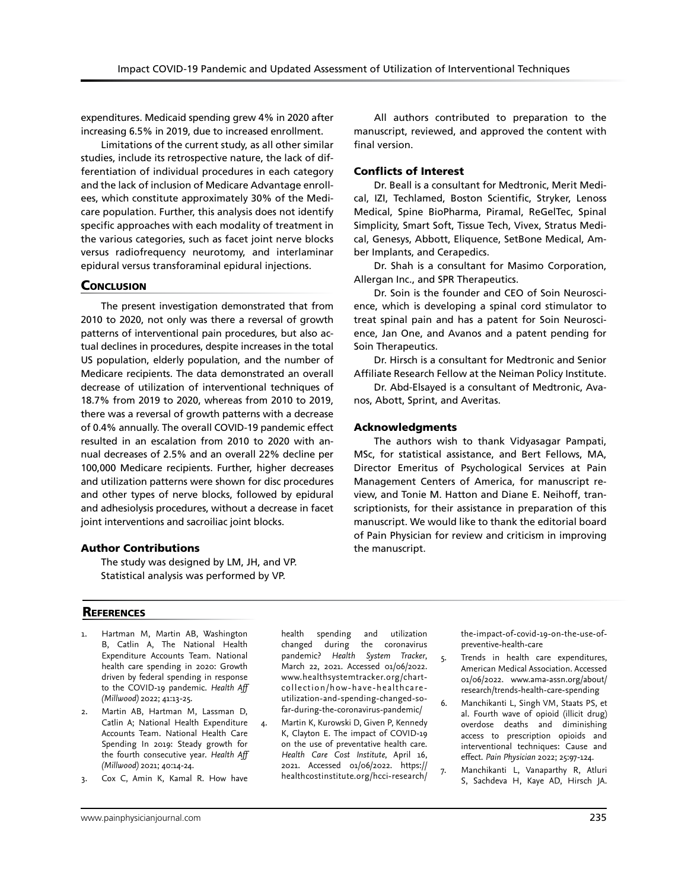expenditures. Medicaid spending grew 4% in 2020 after increasing 6.5% in 2019, due to increased enrollment.

Limitations of the current study, as all other similar studies, include its retrospective nature, the lack of differentiation of individual procedures in each category and the lack of inclusion of Medicare Advantage enrollees, which constitute approximately 30% of the Medicare population. Further, this analysis does not identify specific approaches with each modality of treatment in the various categories, such as facet joint nerve blocks versus radiofrequency neurotomy, and interlaminar epidural versus transforaminal epidural injections.

## Conclusion

The present investigation demonstrated that from 2010 to 2020, not only was there a reversal of growth patterns of interventional pain procedures, but also actual declines in procedures, despite increases in the total US population, elderly population, and the number of Medicare recipients. The data demonstrated an overall decrease of utilization of interventional techniques of 18.7% from 2019 to 2020, whereas from 2010 to 2019, there was a reversal of growth patterns with a decrease of 0.4% annually. The overall COVID-19 pandemic effect resulted in an escalation from 2010 to 2020 with annual decreases of 2.5% and an overall 22% decline per 100,000 Medicare recipients. Further, higher decreases and utilization patterns were shown for disc procedures and other types of nerve blocks, followed by epidural and adhesiolysis procedures, without a decrease in facet joint interventions and sacroiliac joint blocks.

### Author Contributions

The study was designed by LM, JH, and VP. Statistical analysis was performed by VP.

All authors contributed to preparation to the manuscript, reviewed, and approved the content with final version.

### Conflicts of Interest

Dr. Beall is a consultant for Medtronic, Merit Medical, IZI, Techlamed, Boston Scientific, Stryker, Lenoss Medical, Spine BioPharma, Piramal, ReGelTec, Spinal Simplicity, Smart Soft, Tissue Tech, Vivex, Stratus Medical, Genesys, Abbott, Eliquence, SetBone Medical, Amber Implants, and Cerapedics.

Dr. Shah is a consultant for Masimo Corporation, Allergan Inc., and SPR Therapeutics.

Dr. Soin is the founder and CEO of Soin Neuroscience, which is developing a spinal cord stimulator to treat spinal pain and has a patent for Soin Neuroscience, Jan One, and Avanos and a patent pending for Soin Therapeutics.

Dr. Hirsch is a consultant for Medtronic and Senior Affiliate Research Fellow at the Neiman Policy Institute.

Dr. Abd-Elsayed is a consultant of Medtronic, Avanos, Abott, Sprint, and Averitas.

### Acknowledgments

The authors wish to thank Vidyasagar Pampati, MSc, for statistical assistance, and Bert Fellows, MA, Director Emeritus of Psychological Services at Pain Management Centers of America, for manuscript review, and Tonie M. Hatton and Diane E. Neihoff, transcriptionists, for their assistance in preparation of this manuscript. We would like to thank the editorial board of Pain Physician for review and criticism in improving the manuscript.

## References

1. Hartman M, Martin AB, Washington B, Catlin A, The National Health Expenditure Accounts Team. National health care spending in 2020: Growth driven by federal spending in response to the COVID-19 pandemic. *Health Aff (Millwood)* 2022; 41:13-25.
2. Martin AB, Hartman M, Lassman D, Catlin A; National Health Expenditure Accounts Team. National Health Care Spending In 2019: Steady growth for the fourth consecutive year. *Health Aff (Millwood)* 2021; 40:14-24.
3. Cox C, Amin K, Kamal R. How have health spending and utilization changed during the coronavirus pandemic? *Health System Tracker*, March 22, 2021. Accessed 01/06/2022. www.healthsystemtracker.org/chart-collection/how-have-healthcare-utilization-and-spending-changed-so-far-during-the-coronavirus-pandemic/
4. Martin K, Kurowski D, Given P, Kennedy K, Clayton E. The impact of COVID-19 on the use of preventative health care. *Health Care Cost Institute*, April 16, 2021. Accessed 01/06/2022. https://healthcostinstitute.org/hcci-research/the-impact-of-covid-19-on-the-use-of-preventive-health-care
5. Trends in health care expenditures, American Medical Association. Accessed 01/06/2022. www.ama-assn.org/about/research/trends-health-care-spending
6. Manchikanti L, Singh VM, Staats PS, et al. Fourth wave of opioid (illicit drug) overdose deaths and diminishing access to prescription opioids and interventional techniques: Cause and effect. *Pain Physician* 2022; 25:97-124.
7. Manchikanti L, Vanaparthy R, Atluri S, Sachdeva H, Kaye AD, Hirsch JA.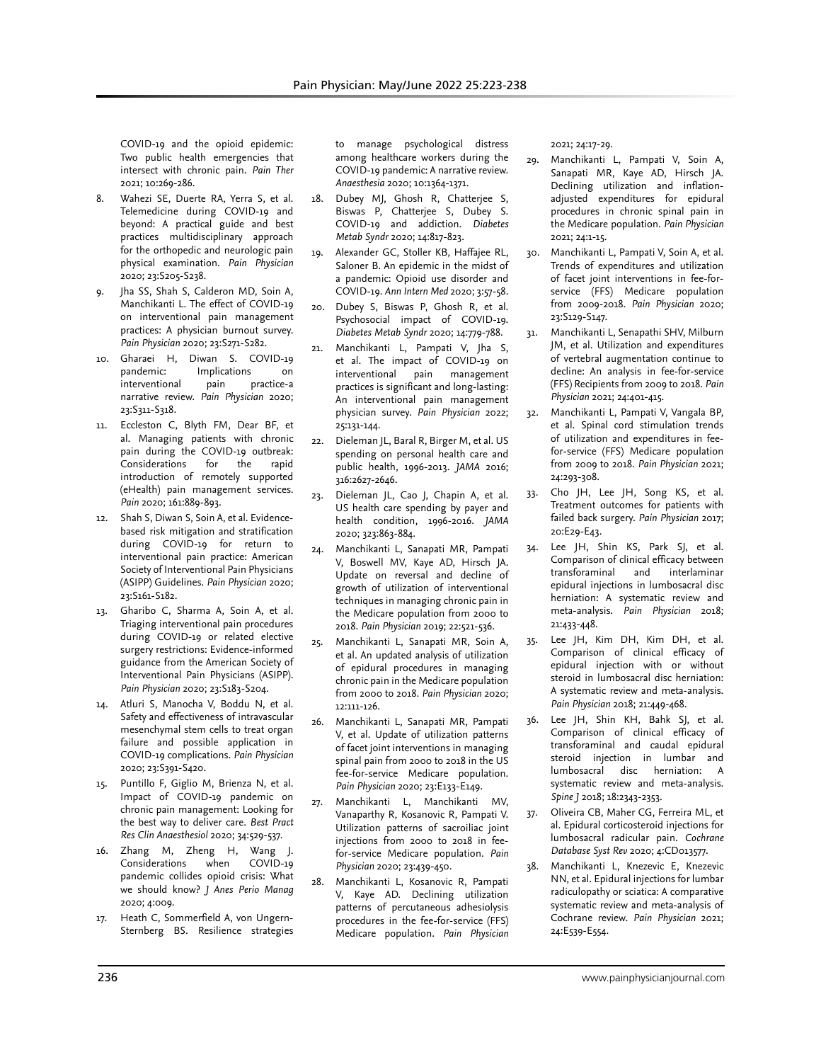COVID-19 and the opioid epidemic: Two public health emergencies that intersect with chronic pain. *Pain Ther* 2021; 10:269-286.

8. Wahezi SE, Duerte RA, Yerra S, et al. Telemedicine during COVID-19 and beyond: A practical guide and best practices multidisciplinary approach for the orthopedic and neurologic pain physical examination. *Pain Physician* 2020; 23:S205-S238.
9. Jha SS, Shah S, Calderon MD, Soin A, Manchikanti L. The effect of COVID-19 on interventional pain management practices: A physician burnout survey. *Pain Physician* 2020; 23:S271-S282.
10. Gharaei H, Diwan S. COVID-19 pandemic: Implications on interventional pain practice-a narrative review. *Pain Physician* 2020; 23:S311-S318.
11. Eccleston C, Blyth FM, Dear BF, et al. Managing patients with chronic pain during the COVID-19 outbreak: Considerations for the rapid introduction of remotely supported (eHealth) pain management services. *Pain* 2020; 161:889-893.
12. Shah S, Diwan S, Soin A, et al. Evidence-based risk mitigation and stratification during COVID-19 for return to interventional pain practice: American Society of Interventional Pain Physicians (ASIPP) Guidelines. *Pain Physician* 2020; 23:S161-S182.
13. Gharibo C, Sharma A, Soin A, et al. Triaging interventional pain procedures during COVID-19 or related elective surgery restrictions: Evidence-informed guidance from the American Society of Interventional Pain Physicians (ASIPP). *Pain Physician* 2020; 23:S183-S204.
14. Atluri S, Manocha V, Boddu N, et al. Safety and effectiveness of intravascular mesenchymal stem cells to treat organ failure and possible application in COVID-19 complications. *Pain Physician* 2020; 23:S391-S420.
15. Puntillo F, Giglio M, Brienza N, et al. Impact of COVID-19 pandemic on chronic pain management: Looking for the best way to deliver care. *Best Pract Res Clin Anaesthesiol* 2020; 34:529-537.
16. Zhang M, Zheng H, Wang J. Considerations when COVID-19 pandemic collides opioid crisis: What we should know? *J Anes Perio Manag* 2020; 4:009.
17. Heath C, Sommerfield A, von Ungern-Sternberg BS. Resilience strategies to manage psychological distress among healthcare workers during the COVID-19 pandemic: A narrative review. *Anaesthesia* 2020; 10:1364-1371.
18. Dubey MJ, Ghosh R, Chatterjee S, Biswas P, Chatterjee S, Dubey S. COVID-19 and addiction. *Diabetes Metab Syndr* 2020; 14:817-823.
19. Alexander GC, Stoller KB, Haffajee RL, Saloner B. An epidemic in the midst of a pandemic: Opioid use disorder and COVID-19. *Ann Intern Med* 2020; 3:57-58.
20. Dubey S, Biswas P, Ghosh R, et al. Psychosocial impact of COVID-19. *Diabetes Metab Syndr* 2020; 14:779-788.
21. Manchikanti L, Pampati V, Jha S, et al. The impact of COVID-19 on interventional pain management practices is significant and long-lasting: An interventional pain management physician survey. *Pain Physician* 2022; 25:131-144.
22. Dieleman JL, Baral R, Birger M, et al. US spending on personal health care and public health, 1996-2013. *JAMA* 2016; 316:2627-2646.
23. Dieleman JL, Cao J, Chapin A, et al. US health care spending by payer and health condition, 1996-2016. *JAMA* 2020; 323:863-884.
24. Manchikanti L, Sanapati MR, Pampati V, Boswell MV, Kaye AD, Hirsch JA. Update on reversal and decline of growth of utilization of interventional techniques in managing chronic pain in the Medicare population from 2000 to 2018. *Pain Physician* 2019; 22:521-536.
25. Manchikanti L, Sanapati MR, Soin A, et al. An updated analysis of utilization of epidural procedures in managing chronic pain in the Medicare population from 2000 to 2018. *Pain Physician* 2020; 12:111-126.
26. Manchikanti L, Sanapati MR, Pampati V, et al. Update of utilization patterns of facet joint interventions in managing spinal pain from 2000 to 2018 in the US fee-for-service Medicare population. *Pain Physician* 2020; 23:E133-E149.
27. Manchikanti L, Manchikanti MV, Vanaparthy R, Kosanovic R, Pampati V. Utilization patterns of sacroiliac joint injections from 2000 to 2018 in fee-for-service Medicare population. *Pain Physician* 2020; 23:439-450.
28. Manchikanti L, Kosanovic R, Pampati V, Kaye AD. Declining utilization patterns of percutaneous adhesiolysis procedures in the fee-for-service (FFS) Medicare population. *Pain Physician* 2021; 24:17-29.
29. Manchikanti L, Pampati V, Soin A, Sanapati MR, Kaye AD, Hirsch JA. Declining utilization and inflation-adjusted expenditures for epidural procedures in chronic spinal pain in the Medicare population. *Pain Physician* 2021; 24:1-15.
30. Manchikanti L, Pampati V, Soin A, et al. Trends of expenditures and utilization of facet joint interventions in fee-for-service (FFS) Medicare population from 2009-2018. *Pain Physician* 2020; 23:S129-S147.
31. Manchikanti L, Senapathi SHV, Milburn JM, et al. Utilization and expenditures of vertebral augmentation continue to decline: An analysis in fee-for-service (FFS) Recipients from 2009 to 2018. *Pain Physician* 2021; 24:401-415.
32. Manchikanti L, Pampati V, Vangala BP, et al. Spinal cord stimulation trends of utilization and expenditures in fee-for-service (FFS) Medicare population from 2009 to 2018. *Pain Physician* 2021; 24:293-308.
33. Cho JH, Lee JH, Song KS, et al. Treatment outcomes for patients with failed back surgery. *Pain Physician* 2017; 20:E29-E43.
34. Lee JH, Shin KS, Park SJ, et al. Comparison of clinical efficacy between transforaminal and interlaminar epidural injections in lumbosacral disc herniation: A systematic review and meta-analysis. *Pain Physician* 2018; 21:433-448.
35. Lee JH, Kim DH, Kim DH, et al. Comparison of clinical efficacy of epidural injection with or without steroid in lumbosacral disc herniation: A systematic review and meta-analysis. *Pain Physician* 2018; 21:449-468.
36. Lee JH, Shin KH, Bahk SJ, et al. Comparison of clinical efficacy of transforaminal and caudal epidural steroid injection in lumbar and lumbosacral disc herniation: A systematic review and meta-analysis. *Spine J* 2018; 18:2343-2353.
37. Oliveira CB, Maher CG, Ferreira ML, et al. Epidural corticosteroid injections for lumbosacral radicular pain. *Cochrane Database Syst Rev* 2020; 4:CD013577.
38. Manchikanti L, Knezevic E, Knezevic NN, et al. Epidural injections for lumbar radiculopathy or sciatica: A comparative systematic review and meta-analysis of Cochrane review. *Pain Physician* 2021; 24:E539-E554.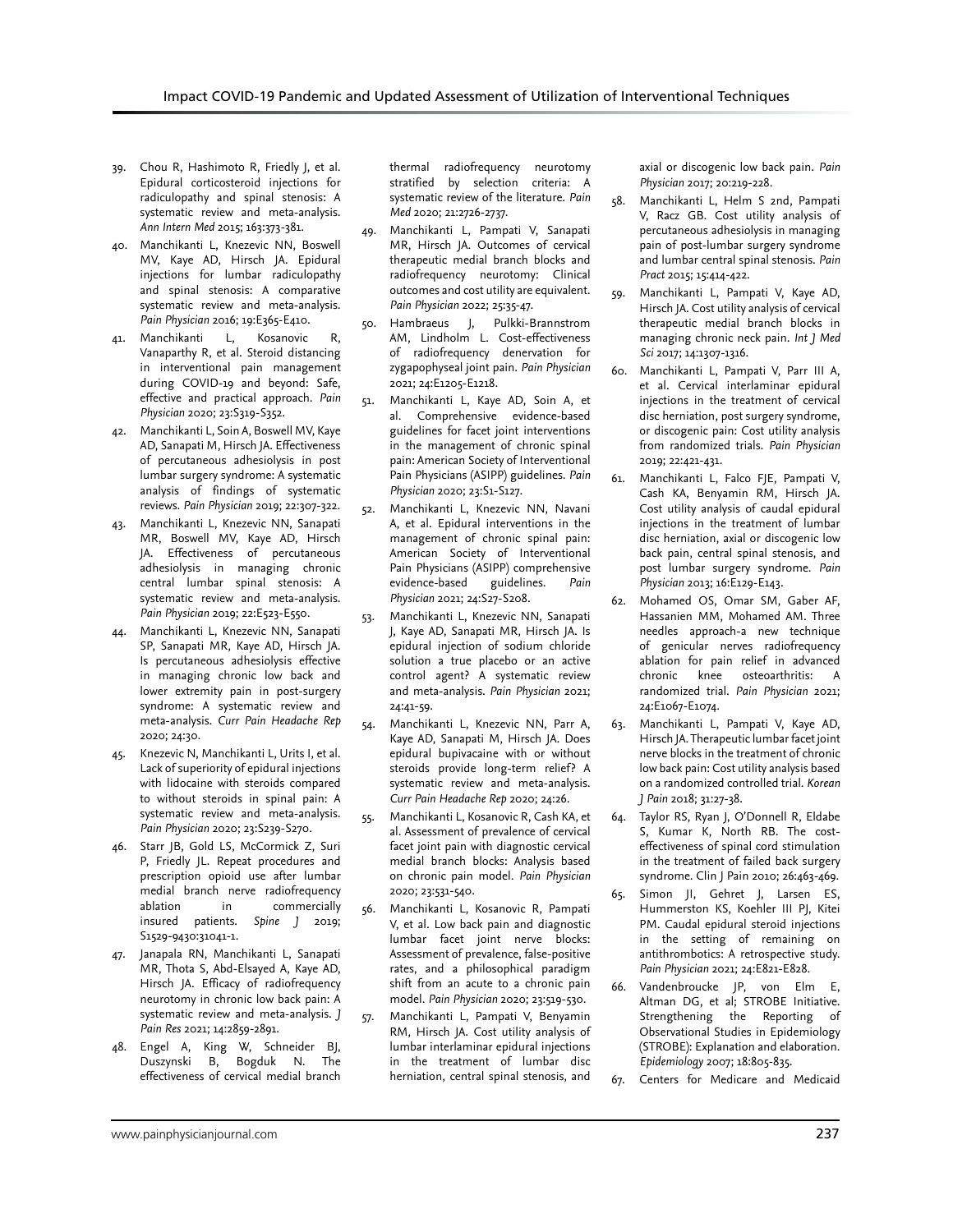39. Chou R, Hashimoto R, Friedly J, et al. Epidural corticosteroid injections for radiculopathy and spinal stenosis: A systematic review and meta-analysis. *Ann Intern Med* 2015; 163:373-381.
40. Manchikanti L, Knezevic NN, Boswell MV, Kaye AD, Hirsch JA. Epidural injections for lumbar radiculopathy and spinal stenosis: A comparative systematic review and meta-analysis. *Pain Physician* 2016; 19:E365-E410.
41. Manchikanti L, Kosanovic R, Vanaparthy R, et al. Steroid distancing in interventional pain management during COVID-19 and beyond: Safe, effective and practical approach. *Pain Physician* 2020; 23:S319-S352.
42. Manchikanti L, Soin A, Boswell MV, Kaye AD, Sanapati M, Hirsch JA. Effectiveness of percutaneous adhesiolysis in post lumbar surgery syndrome: A systematic analysis of findings of systematic reviews. *Pain Physician* 2019; 22:307-322.
43. Manchikanti L, Knezevic NN, Sanapati MR, Boswell MV, Kaye AD, Hirsch JA. Effectiveness of percutaneous adhesiolysis in managing chronic central lumbar spinal stenosis: A systematic review and meta-analysis. *Pain Physician* 2019; 22:E523-E550.
44. Manchikanti L, Knezevic NN, Sanapati SP, Sanapati MR, Kaye AD, Hirsch JA. Is percutaneous adhesiolysis effective in managing chronic low back and lower extremity pain in post-surgery syndrome: A systematic review and meta-analysis. *Curr Pain Headache Rep* 2020; 24:30.
45. Knezevic N, Manchikanti L, Urits I, et al. Lack of superiority of epidural injections with lidocaine with steroids compared to without steroids in spinal pain: A systematic review and meta-analysis. *Pain Physician* 2020; 23:S239-S270.
46. Starr JB, Gold LS, McCormick Z, Suri P, Friedly JL. Repeat procedures and prescription opioid use after lumbar medial branch nerve radiofrequency ablation in commercially insured patients. *Spine J* 2019; S1529-9430:31041-1.
47. Janapala RN, Manchikanti L, Sanapati MR, Thota S, Abd-Elsayed A, Kaye AD, Hirsch JA. Efficacy of radiofrequency neurotomy in chronic low back pain: A systematic review and meta-analysis. *J Pain Res* 2021; 14:2859-2891.
48. Engel A, King W, Schneider BJ, Duszynski B, Bogduk N. The effectiveness of cervical medial branch thermal radiofrequency neurotomy stratified by selection criteria: A systematic review of the literature. *Pain Med* 2020; 21:2726-2737.
49. Manchikanti L, Pampati V, Sanapati MR, Hirsch JA. Outcomes of cervical therapeutic medial branch blocks and radiofrequency neurotomy: Clinical outcomes and cost utility are equivalent. *Pain Physician* 2022; 25:35-47.
50. Hambraeus J, Pulkki-Brannstrom AM, Lindholm L. Cost-effectiveness of radiofrequency denervation for zygapophyseal joint pain. *Pain Physician* 2021; 24:E1205-E1218.
51. Manchikanti L, Kaye AD, Soin A, et al. Comprehensive evidence-based guidelines for facet joint interventions in the management of chronic spinal pain: American Society of Interventional Pain Physicians (ASIPP) guidelines. *Pain Physician* 2020; 23:S1-S127.
52. Manchikanti L, Knezevic NN, Navani A, et al. Epidural interventions in the management of chronic spinal pain: American Society of Interventional Pain Physicians (ASIPP) comprehensive evidence-based guidelines. *Pain Physician* 2021; 24:S27-S208.
53. Manchikanti L, Knezevic NN, Sanapati J, Kaye AD, Sanapati MR, Hirsch JA. Is epidural injection of sodium chloride solution a true placebo or an active control agent? A systematic review and meta-analysis. *Pain Physician* 2021; 24:41-59.
54. Manchikanti L, Knezevic NN, Parr A, Kaye AD, Sanapati M, Hirsch JA. Does epidural bupivacaine with or without steroids provide long-term relief? A systematic review and meta-analysis. *Curr Pain Headache Rep* 2020; 24:26.
55. Manchikanti L, Kosanovic R, Cash KA, et al. Assessment of prevalence of cervical facet joint pain with diagnostic cervical medial branch blocks: Analysis based on chronic pain model. *Pain Physician* 2020; 23:531-540.
56. Manchikanti L, Kosanovic R, Pampati V, et al. Low back pain and diagnostic lumbar facet joint nerve blocks: Assessment of prevalence, false-positive rates, and a philosophical paradigm shift from an acute to a chronic pain model. *Pain Physician* 2020; 23:519-530.
57. Manchikanti L, Pampati V, Benyamin RM, Hirsch JA. Cost utility analysis of lumbar interlaminar epidural injections in the treatment of lumbar disc herniation, central spinal stenosis, and axial or discogenic low back pain. *Pain Physician* 2017; 20:219-228.
58. Manchikanti L, Helm S 2nd, Pampati V, Racz GB. Cost utility analysis of percutaneous adhesiolysis in managing pain of post-lumbar surgery syndrome and lumbar central spinal stenosis. *Pain Pract* 2015; 15:414-422.
59. Manchikanti L, Pampati V, Kaye AD, Hirsch JA. Cost utility analysis of cervical therapeutic medial branch blocks in managing chronic neck pain. *Int J Med Sci* 2017; 14:1307-1316.
60. Manchikanti L, Pampati V, Parr III A, et al. Cervical interlaminar epidural injections in the treatment of cervical disc herniation, post surgery syndrome, or discogenic pain: Cost utility analysis from randomized trials. *Pain Physician* 2019; 22:421-431.
61. Manchikanti L, Falco FJE, Pampati V, Cash KA, Benyamin RM, Hirsch JA. Cost utility analysis of caudal epidural injections in the treatment of lumbar disc herniation, axial or discogenic low back pain, central spinal stenosis, and post lumbar surgery syndrome. *Pain Physician* 2013; 16:E129-E143.
62. Mohamed OS, Omar SM, Gaber AF, Hassanien MM, Mohamed AM. Three needles approach-a new technique of genicular nerves radiofrequency ablation for pain relief in advanced chronic knee osteoarthritis: A randomized trial. *Pain Physician* 2021; 24:E1067-E1074.
63. Manchikanti L, Pampati V, Kaye AD, Hirsch JA. Therapeutic lumbar facet joint nerve blocks in the treatment of chronic low back pain: Cost utility analysis based on a randomized controlled trial. *Korean J Pain* 2018; 31:27-38.
64. Taylor RS, Ryan J, O'Donnell R, Eldabe S, Kumar K, North RB. The cost-effectiveness of spinal cord stimulation in the treatment of failed back surgery syndrome. Clin J Pain 2010; 26:463-469.
65. Simon JI, Gehret J, Larsen ES, Hummerston KS, Koehler III PJ, Kitei PM. Caudal epidural steroid injections in the setting of remaining on antithrombotics: A retrospective study. *Pain Physician* 2021; 24:E821-E828.
66. Vandenbroucke JP, von Elm E, Altman DG, et al; STROBE Initiative. Strengthening the Reporting of Observational Studies in Epidemiology (STROBE): Explanation and elaboration. *Epidemiology* 2007; 18:805-835.
67. Centers for Medicare and Medicaid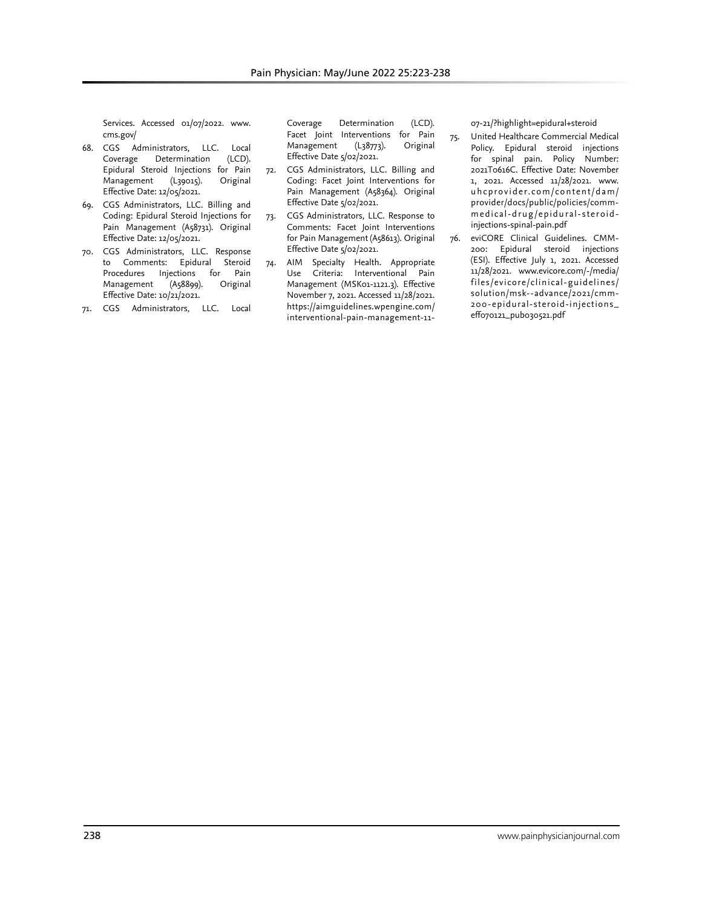Services. Accessed 01/07/2022. www.cms.gov/

68. CGS Administrators, LLC. Local Coverage Determination (LCD). Epidural Steroid Injections for Pain Management (L39015). Original Effective Date: 12/05/2021.
69. CGS Administrators, LLC. Billing and Coding: Epidural Steroid Injections for Pain Management (A58731). Original Effective Date: 12/05/2021.
70. CGS Administrators, LLC. Response to Comments: Epidural Steroid Procedures Injections for Pain Management (A58899). Original Effective Date: 10/21/2021.
71. CGS Administrators, LLC. Local Coverage Determination (LCD). Facet Joint Interventions for Pain Management (L38773). Original Effective Date 5/02/2021.
72. CGS Administrators, LLC. Billing and Coding: Facet Joint Interventions for Pain Management (A58364). Original Effective Date 5/02/2021.
73. CGS Administrators, LLC. Response to Comments: Facet Joint Interventions for Pain Management (A58613). Original Effective Date 5/02/2021.
74. AIM Specialty Health. Appropriate Use Criteria: Interventional Pain Management (MSK01-1121.3). Effective November 7, 2021. Accessed 11/28/2021. https://aimguidelines.wpengine.com/interventional-pain-management-11-07-21/?highlight=epidural+steroid
75. United Healthcare Commercial Medical Policy. Epidural steroid injections for spinal pain. Policy Number: 2021T0616C. Effective Date: November 1, 2021. Accessed 11/28/2021. www.uhcprovider.com/content/dam/provider/docs/public/policies/comm-medical-drug/epidural-steroid-injections-spinal-pain.pdf
76. eviCORE Clinical Guidelines. CMM-200: Epidural steroid injections (ESI). Effective July 1, 2021. Accessed 11/28/2021. www.evicore.com/-/media/files/evicore/clinical-guidelines/solution/msk--advance/2021/cmm-200-epidural-steroid-injections_eff070121_pub030521.pdf